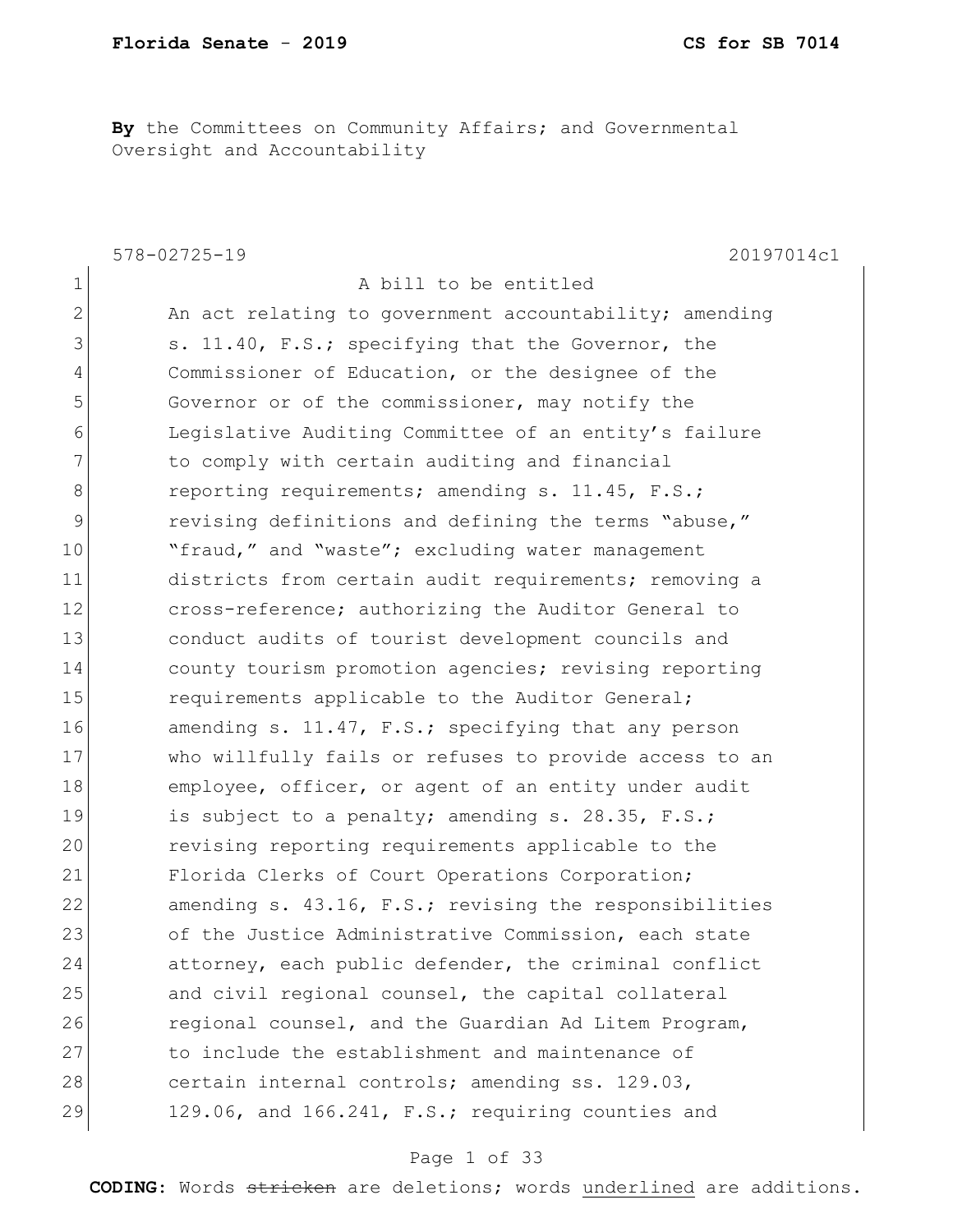**By** the Committees on Community Affairs; and Governmental Oversight and Accountability

578-02725-19 20197014c1

A bill to be entitled

An act relating to government accountability; amending s. 11.40, F.S.; specifying that the Governor, the Commissioner of Education, or the designee of the Governor or of the commissioner, may notify the Legislative Auditing Committee of an entity's failure to comply with certain auditing and financial reporting requirements; amending s. 11.45, F.S.; revising definitions and defining the terms "abuse," "fraud," and "waste"; excluding water management districts from certain audit requirements; removing a cross-reference; authorizing the Auditor General to conduct audits of tourist development councils and county tourism promotion agencies; revising reporting requirements applicable to the Auditor General; amending s. 11.47, F.S.; specifying that any person who willfully fails or refuses to provide access to an employee, officer, or agent of an entity under audit is subject to a penalty; amending s. 28.35, F.S.; revising reporting requirements applicable to the Florida Clerks of Court Operations Corporation; amending s. 43.16, F.S.; revising the responsibilities of the Justice Administrative Commission, each state attorney, each public defender, the criminal conflict and civil regional counsel, the capital collateral regional counsel, and the Guardian Ad Litem Program, to include the establishment and maintenance of certain internal controls; amending ss. 129.03, 129.06, and 166.241, F.S.; requiring counties and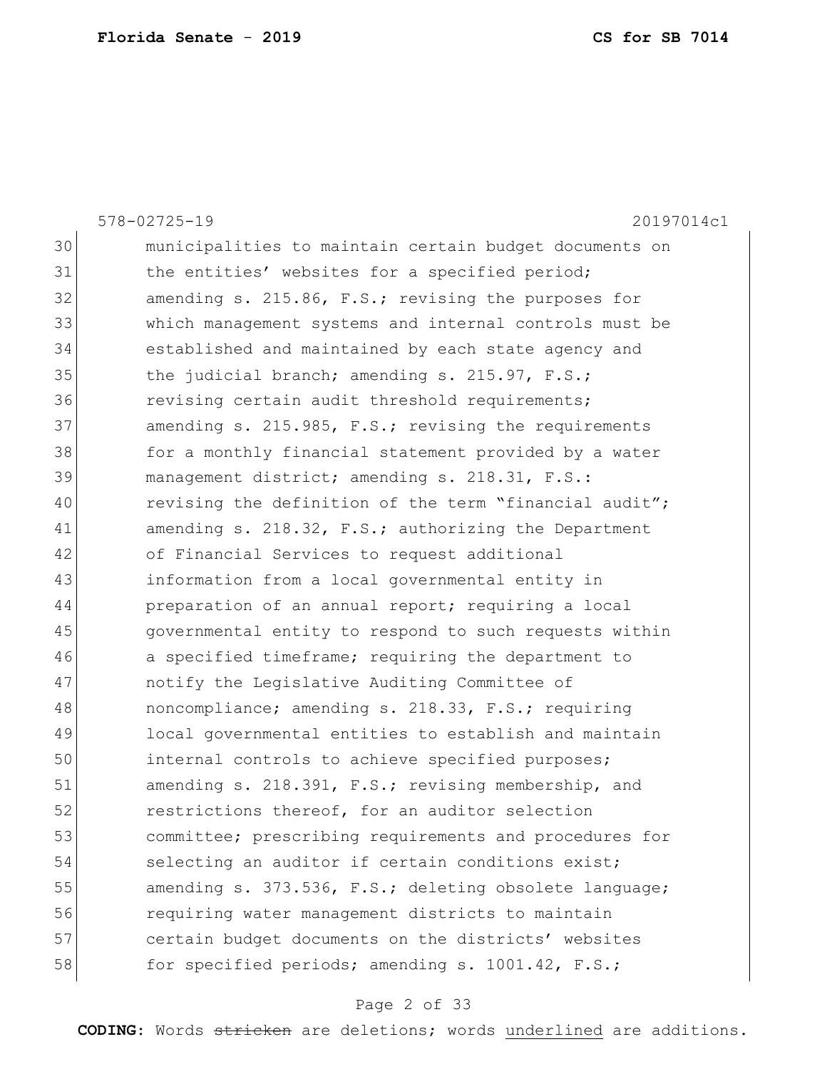578-02725-19 20197014c1

30 municipalities to maintain certain budget documents on
31 the entities' websites for a specified period;
32 amending s. 215.86, F.S.; revising the purposes for
33 which management systems and internal controls must be
34 established and maintained by each state agency and
35 the judicial branch; amending s. 215.97, F.S.;
36 revising certain audit threshold requirements;
37 amending s. 215.985, F.S.; revising the requirements
38 for a monthly financial statement provided by a water
39 management district; amending s. 218.31, F.S.:
40 revising the definition of the term "financial audit";
41 amending s. 218.32, F.S.; authorizing the Department
42 of Financial Services to request additional
43 information from a local governmental entity in
44 preparation of an annual report; requiring a local
45 governmental entity to respond to such requests within
46 a specified timeframe; requiring the department to
47 notify the Legislative Auditing Committee of
48 noncompliance; amending s. 218.33, F.S.; requiring
49 local governmental entities to establish and maintain
50 internal controls to achieve specified purposes;
51 amending s. 218.391, F.S.; revising membership, and
52 restrictions thereof, for an auditor selection
53 committee; prescribing requirements and procedures for
54 selecting an auditor if certain conditions exist;
55 amending s. 373.536, F.S.; deleting obsolete language;
56 requiring water management districts to maintain
57 certain budget documents on the districts' websites
58 for specified periods; amending s. 1001.42, F.S.;

**CODING:** Words ~~stricken~~ are deletions; words <u>underlined</u> are additions.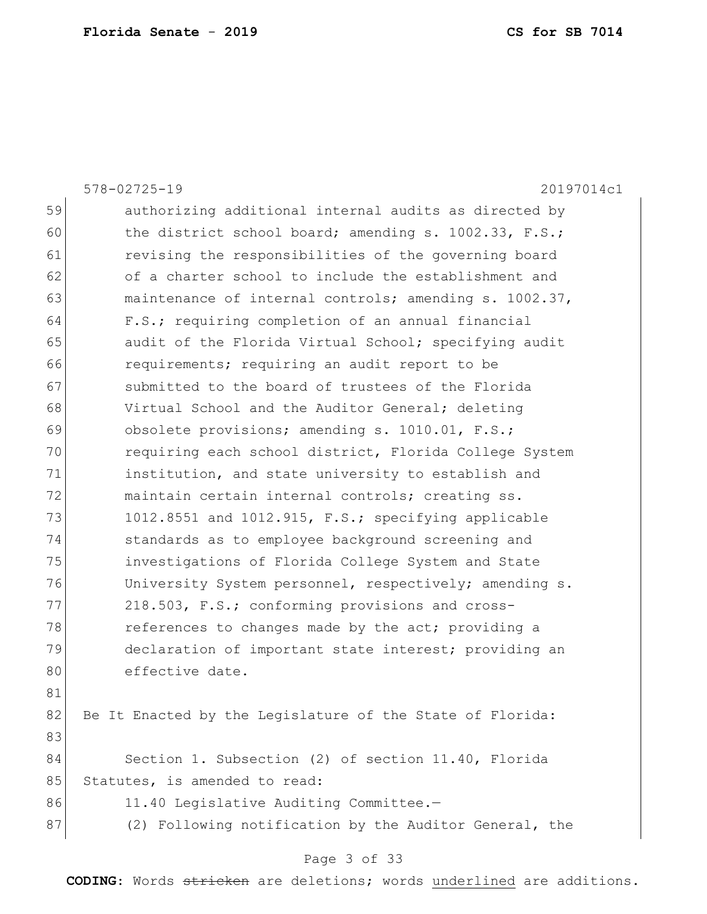authorizing additional internal audits as directed by the district school board; amending s. 1002.33, F.S.; revising the responsibilities of the governing board of a charter school to include the establishment and maintenance of internal controls; amending s. 1002.37, F.S.; requiring completion of an annual financial audit of the Florida Virtual School; specifying audit requirements; requiring an audit report to be submitted to the board of trustees of the Florida Virtual School and the Auditor General; deleting obsolete provisions; amending s. 1010.01, F.S.; requiring each school district, Florida College System institution, and state university to establish and maintain certain internal controls; creating ss. 1012.8551 and 1012.915, F.S.; specifying applicable standards as to employee background screening and investigations of Florida College System and State University System personnel, respectively; amending s. 218.503, F.S.; conforming provisions and cross-references to changes made by the act; providing a declaration of important state interest; providing an effective date.

Be It Enacted by the Legislature of the State of Florida:

Section 1. Subsection (2) of section 11.40, Florida Statutes, is amended to read:

11.40 Legislative Auditing Committee.—

(2) Following notification by the Auditor General, the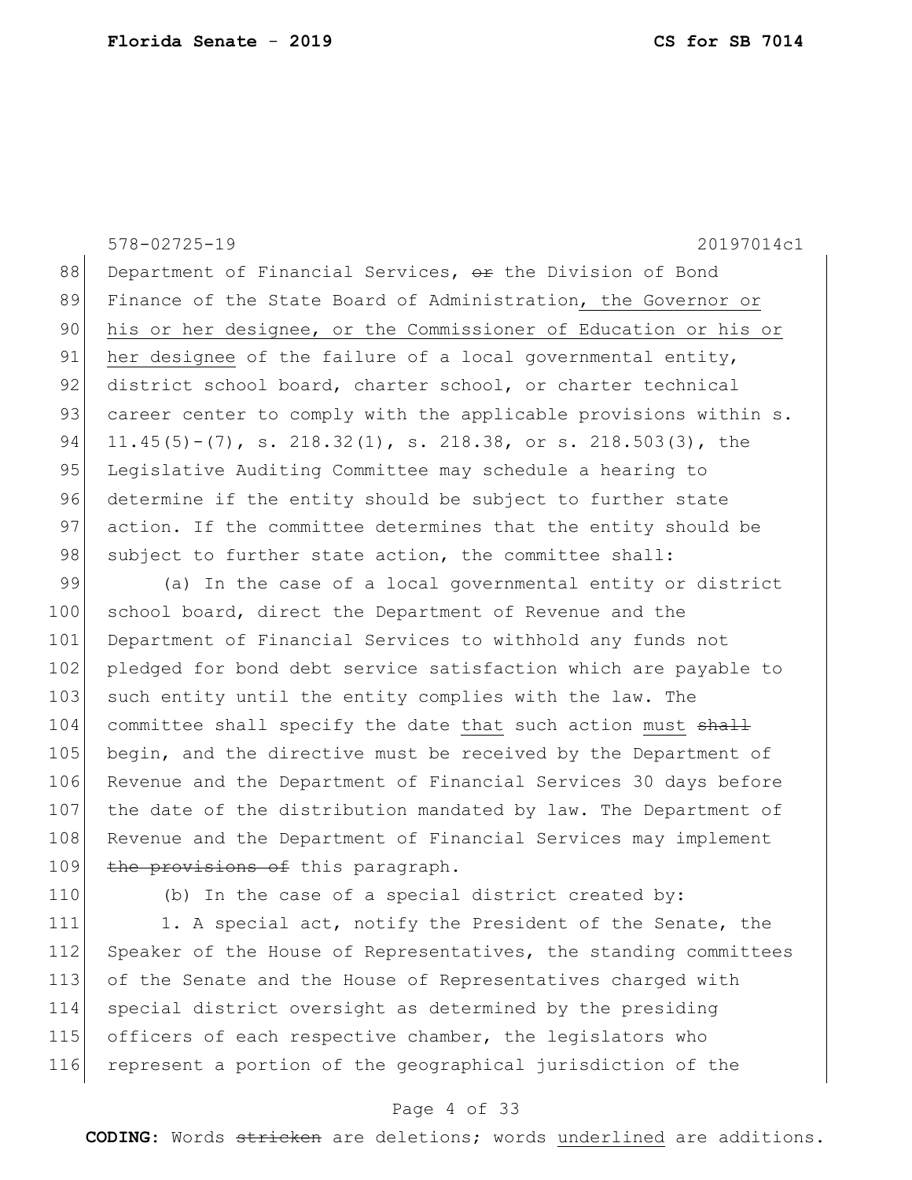Department of Financial Services, ~~or~~ the Division of Bond Finance of the State Board of Administration, the Governor or his or her designee, or the Commissioner of Education or his or her designee of the failure of a local governmental entity, district school board, charter school, or charter technical career center to comply with the applicable provisions within s. 11.45(5)-(7), s. 218.32(1), s. 218.38, or s. 218.503(3), the Legislative Auditing Committee may schedule a hearing to determine if the entity should be subject to further state action. If the committee determines that the entity should be subject to further state action, the committee shall:

(a) In the case of a local governmental entity or district school board, direct the Department of Revenue and the Department of Financial Services to withhold any funds not pledged for bond debt service satisfaction which are payable to such entity until the entity complies with the law. The committee shall specify the date that such action must ~~shall~~ begin, and the directive must be received by the Department of Revenue and the Department of Financial Services 30 days before the date of the distribution mandated by law. The Department of Revenue and the Department of Financial Services may implement ~~the provisions of~~ this paragraph.

(b) In the case of a special district created by:

1. A special act, notify the President of the Senate, the Speaker of the House of Representatives, the standing committees of the Senate and the House of Representatives charged with special district oversight as determined by the presiding officers of each respective chamber, the legislators who represent a portion of the geographical jurisdiction of the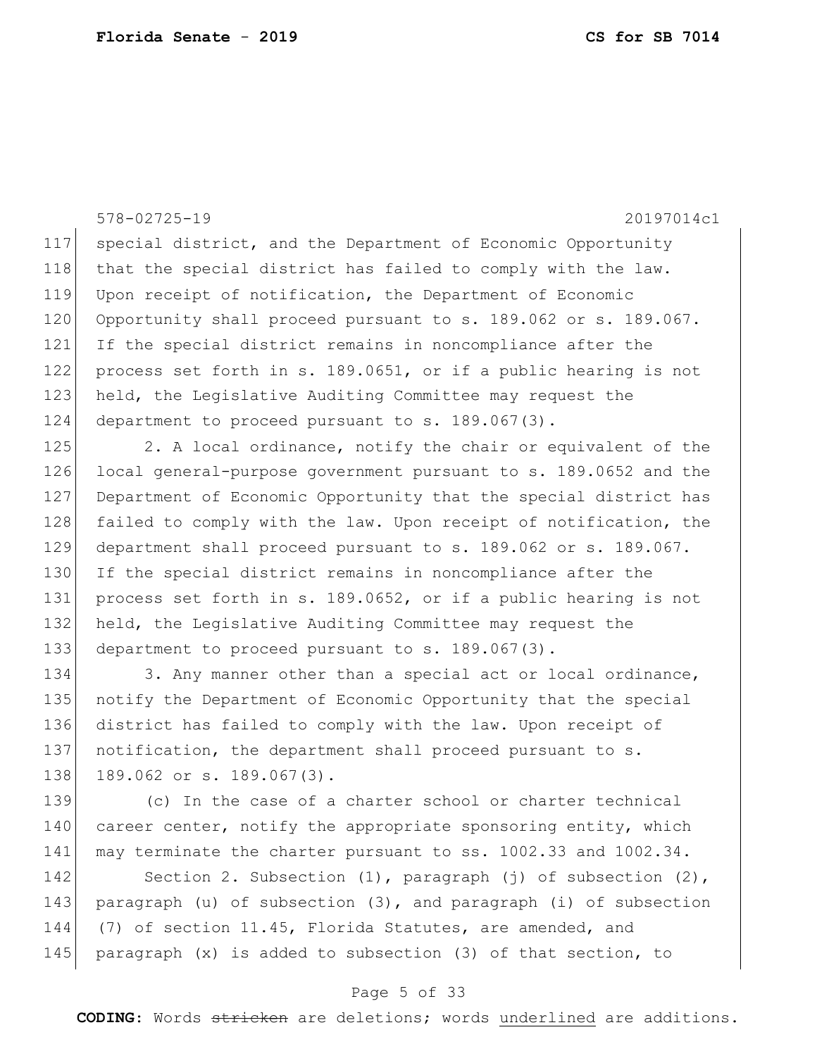special district, and the Department of Economic Opportunity that the special district has failed to comply with the law. Upon receipt of notification, the Department of Economic Opportunity shall proceed pursuant to s. 189.062 or s. 189.067. If the special district remains in noncompliance after the process set forth in s. 189.0651, or if a public hearing is not held, the Legislative Auditing Committee may request the department to proceed pursuant to s. 189.067(3).

2. A local ordinance, notify the chair or equivalent of the local general-purpose government pursuant to s. 189.0652 and the Department of Economic Opportunity that the special district has failed to comply with the law. Upon receipt of notification, the department shall proceed pursuant to s. 189.062 or s. 189.067. If the special district remains in noncompliance after the process set forth in s. 189.0652, or if a public hearing is not held, the Legislative Auditing Committee may request the department to proceed pursuant to s. 189.067(3).

3. Any manner other than a special act or local ordinance, notify the Department of Economic Opportunity that the special district has failed to comply with the law. Upon receipt of notification, the department shall proceed pursuant to s. 189.062 or s. 189.067(3).

(c) In the case of a charter school or charter technical career center, notify the appropriate sponsoring entity, which may terminate the charter pursuant to ss. 1002.33 and 1002.34.

Section 2. Subsection (1), paragraph (j) of subsection (2), paragraph (u) of subsection (3), and paragraph (i) of subsection (7) of section 11.45, Florida Statutes, are amended, and paragraph (x) is added to subsection (3) of that section, to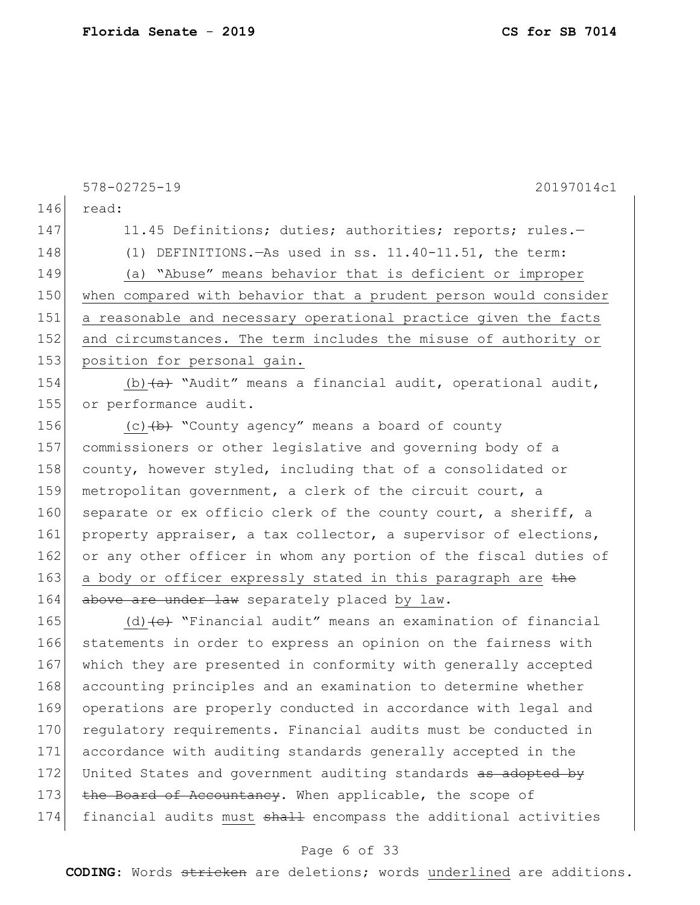read:

11.45 Definitions; duties; authorities; reports; rules.—

(1) DEFINITIONS.—As used in ss. 11.40-11.51, the term:

(a) "Abuse" means behavior that is deficient or improper when compared with behavior that a prudent person would consider a reasonable and necessary operational practice given the facts and circumstances. The term includes the misuse of authority or position for personal gain.

(b)~~(a)~~ "Audit" means a financial audit, operational audit, or performance audit.

(c)~~(b)~~ "County agency" means a board of county commissioners or other legislative and governing body of a county, however styled, including that of a consolidated or metropolitan government, a clerk of the circuit court, a separate or ex officio clerk of the county court, a sheriff, a property appraiser, a tax collector, a supervisor of elections, or any other officer in whom any portion of the fiscal duties of a body or officer expressly stated in this paragraph are ~~the above are under law~~ separately placed by law.

(d)~~(c)~~ "Financial audit" means an examination of financial statements in order to express an opinion on the fairness with which they are presented in conformity with generally accepted accounting principles and an examination to determine whether operations are properly conducted in accordance with legal and regulatory requirements. Financial audits must be conducted in accordance with auditing standards generally accepted in the United States and government auditing standards ~~as adopted by the Board of Accountancy~~. When applicable, the scope of financial audits must ~~shall~~ encompass the additional activities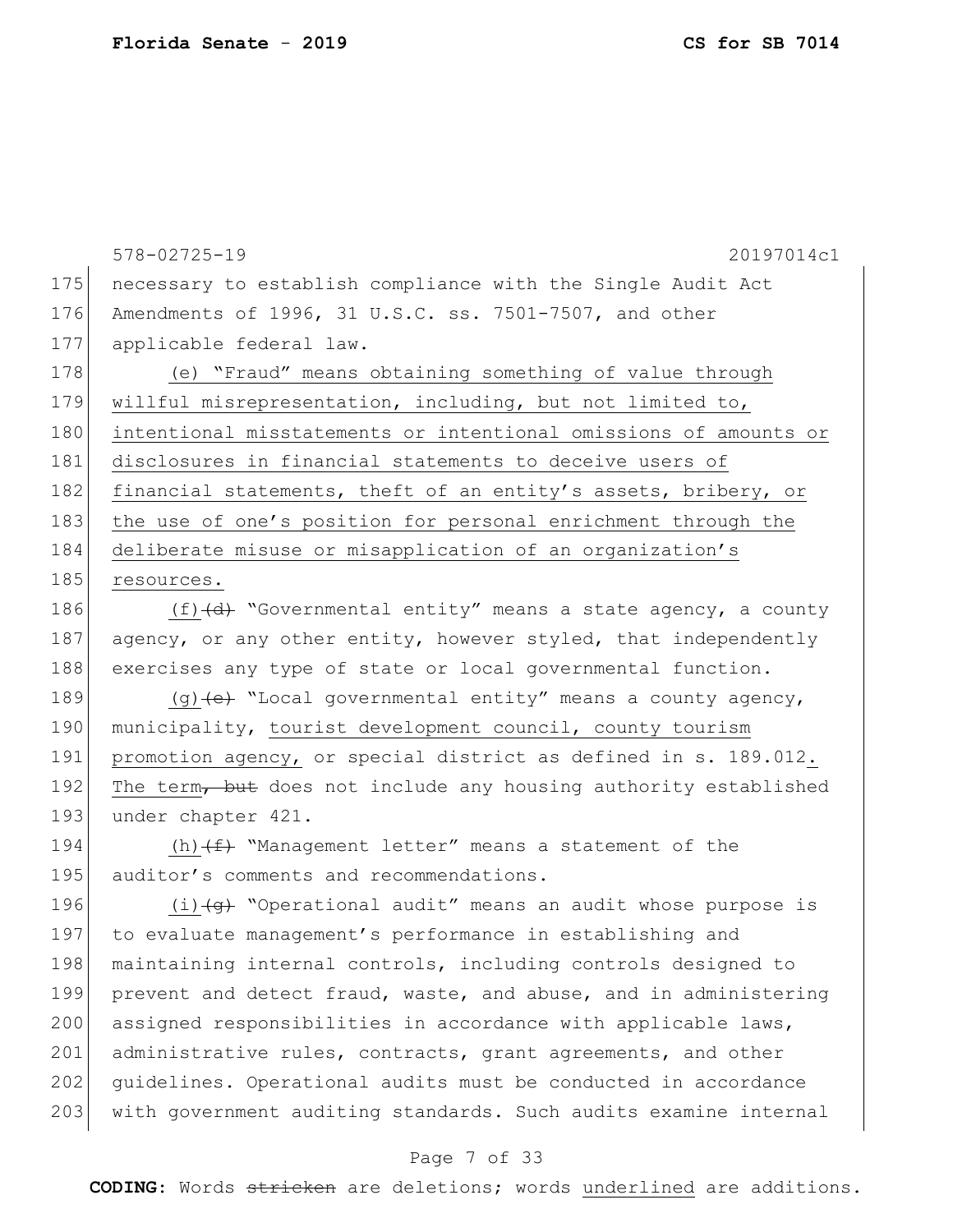175 necessary to establish compliance with the Single Audit Act
176 Amendments of 1996, 31 U.S.C. ss. 7501-7507, and other
177 applicable federal law.

178 (e) "Fraud" means obtaining something of value through
179 willful misrepresentation, including, but not limited to,
180 intentional misstatements or intentional omissions of amounts or
181 disclosures in financial statements to deceive users of
182 financial statements, theft of an entity's assets, bribery, or
183 the use of one's position for personal enrichment through the
184 deliberate misuse or misapplication of an organization's
185 resources.

186 (f)~~(d)~~ "Governmental entity" means a state agency, a county
187 agency, or any other entity, however styled, that independently
188 exercises any type of state or local governmental function.

189 (g)~~(e)~~ "Local governmental entity" means a county agency,
190 municipality, tourist development council, county tourism
191 promotion agency, or special district as defined in s. 189.012.
192 The term~~, but~~ does not include any housing authority established
193 under chapter 421.

194 (h)~~(f)~~ "Management letter" means a statement of the
195 auditor's comments and recommendations.

196 (i)~~(g)~~ "Operational audit" means an audit whose purpose is
197 to evaluate management's performance in establishing and
198 maintaining internal controls, including controls designed to
199 prevent and detect fraud, waste, and abuse, and in administering
200 assigned responsibilities in accordance with applicable laws,
201 administrative rules, contracts, grant agreements, and other
202 guidelines. Operational audits must be conducted in accordance
203 with government auditing standards. Such audits examine internal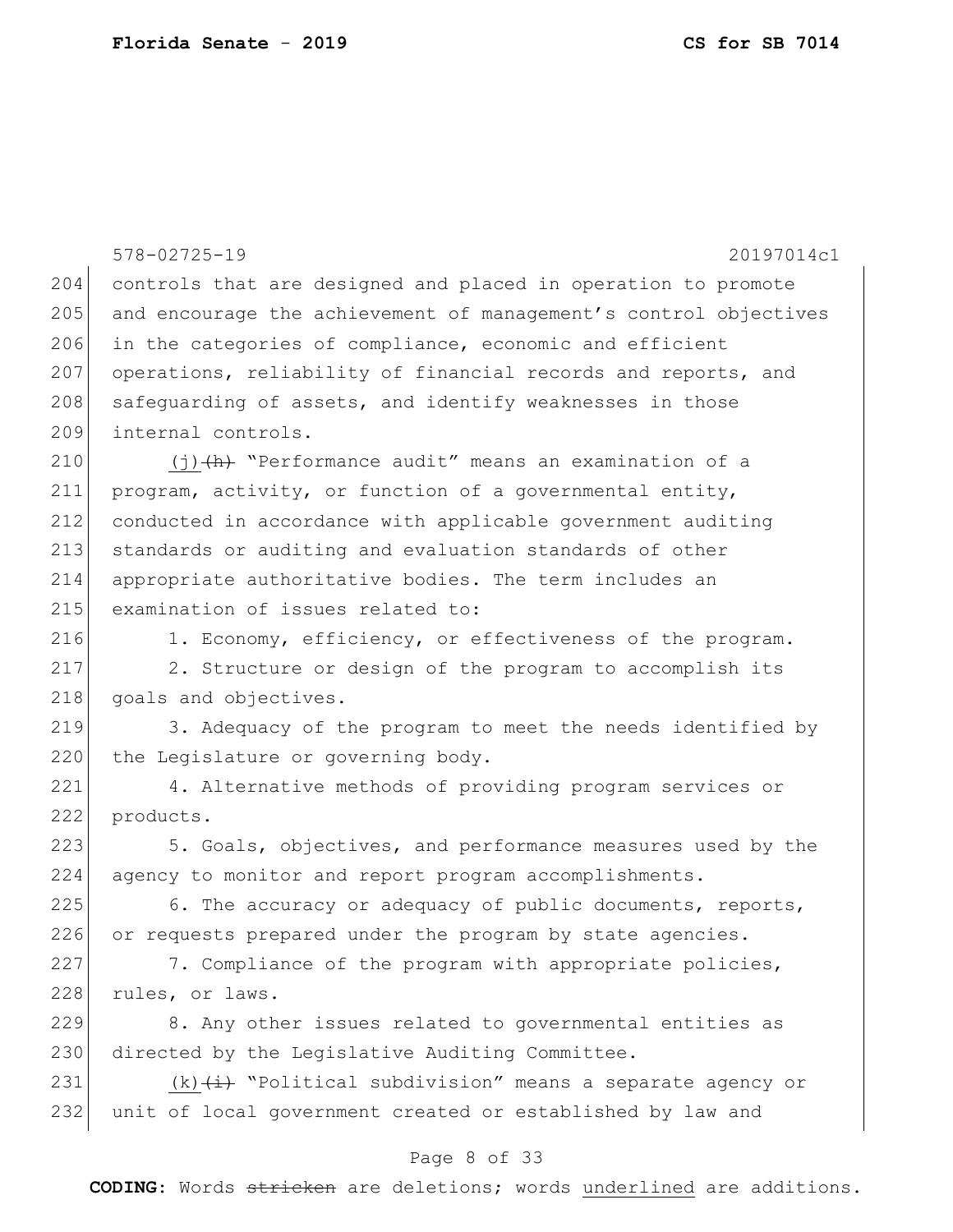controls that are designed and placed in operation to promote and encourage the achievement of management's control objectives in the categories of compliance, economic and efficient operations, reliability of financial records and reports, and safeguarding of assets, and identify weaknesses in those internal controls.

(j) ~~(h)~~ "Performance audit" means an examination of a program, activity, or function of a governmental entity, conducted in accordance with applicable government auditing standards or auditing and evaluation standards of other appropriate authoritative bodies. The term includes an examination of issues related to:

1. Economy, efficiency, or effectiveness of the program.
2. Structure or design of the program to accomplish its goals and objectives.
3. Adequacy of the program to meet the needs identified by the Legislature or governing body.
4. Alternative methods of providing program services or products.
5. Goals, objectives, and performance measures used by the agency to monitor and report program accomplishments.
6. The accuracy or adequacy of public documents, reports, or requests prepared under the program by state agencies.
7. Compliance of the program with appropriate policies, rules, or laws.
8. Any other issues related to governmental entities as directed by the Legislative Auditing Committee.

(k) ~~(i)~~ "Political subdivision" means a separate agency or unit of local government created or established by law and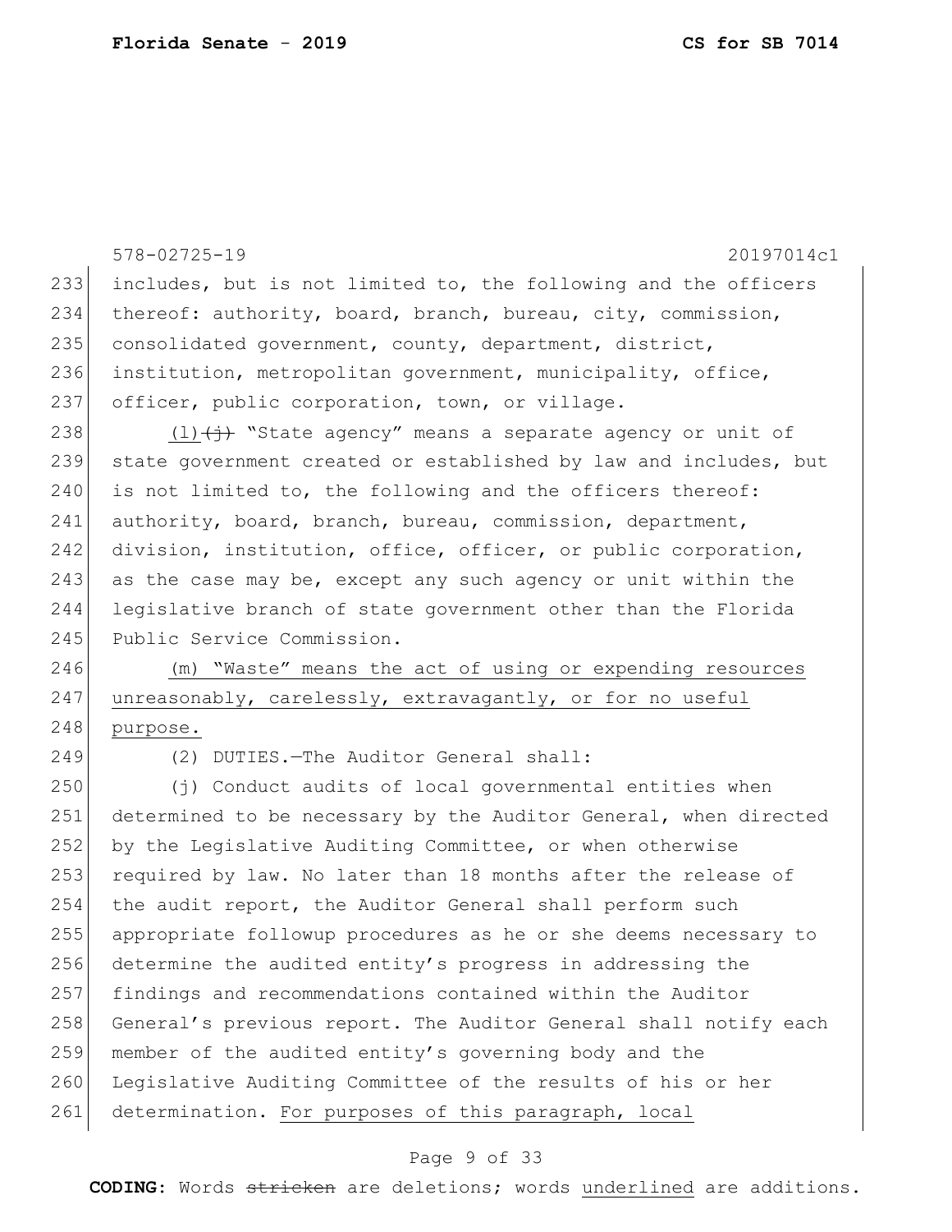includes, but is not limited to, the following and the officers thereof: authority, board, branch, bureau, city, commission, consolidated government, county, department, district, institution, metropolitan government, municipality, office, officer, public corporation, town, or village.

(l) ~~(j)~~ "State agency" means a separate agency or unit of state government created or established by law and includes, but is not limited to, the following and the officers thereof: authority, board, branch, bureau, commission, department, division, institution, office, officer, or public corporation, as the case may be, except any such agency or unit within the legislative branch of state government other than the Florida Public Service Commission.

(m) "Waste" means the act of using or expending resources unreasonably, carelessly, extravagantly, or for no useful purpose.

(2) DUTIES.—The Auditor General shall:

(j) Conduct audits of local governmental entities when determined to be necessary by the Auditor General, when directed by the Legislative Auditing Committee, or when otherwise required by law. No later than 18 months after the release of the audit report, the Auditor General shall perform such appropriate followup procedures as he or she deems necessary to determine the audited entity's progress in addressing the findings and recommendations contained within the Auditor General's previous report. The Auditor General shall notify each member of the audited entity's governing body and the Legislative Auditing Committee of the results of his or her determination. For purposes of this paragraph, local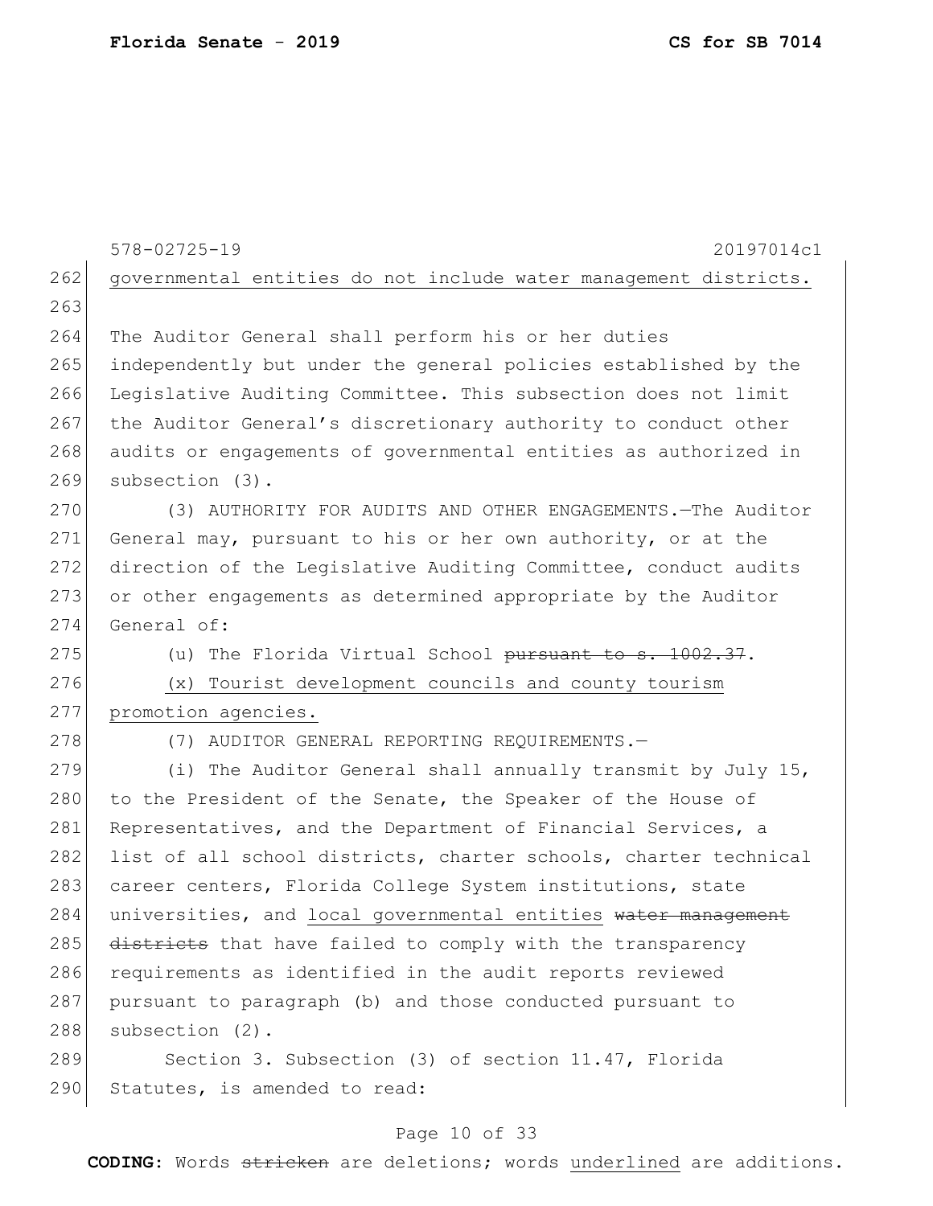578-02725-19 20197014c1

governmental entities do not include water management districts.

The Auditor General shall perform his or her duties independently but under the general policies established by the Legislative Auditing Committee. This subsection does not limit the Auditor General's discretionary authority to conduct other audits or engagements of governmental entities as authorized in subsection (3).

(3) AUTHORITY FOR AUDITS AND OTHER ENGAGEMENTS.—The Auditor General may, pursuant to his or her own authority, or at the direction of the Legislative Auditing Committee, conduct audits or other engagements as determined appropriate by the Auditor General of:

(u) The Florida Virtual School ~~pursuant to s. 1002.37~~.

<u>(x) Tourist development councils and county tourism promotion agencies.</u>

(7) AUDITOR GENERAL REPORTING REQUIREMENTS.—

(i) The Auditor General shall annually transmit by July 15, to the President of the Senate, the Speaker of the House of Representatives, and the Department of Financial Services, a list of all school districts, charter schools, charter technical career centers, Florida College System institutions, state universities, and <u>local governmental entities</u> ~~water management districts~~ that have failed to comply with the transparency requirements as identified in the audit reports reviewed pursuant to paragraph (b) and those conducted pursuant to subsection (2).

Section 3. Subsection (3) of section 11.47, Florida Statutes, is amended to read:

**CODING:** Words ~~stricken~~ are deletions; words <u>underlined</u> are additions.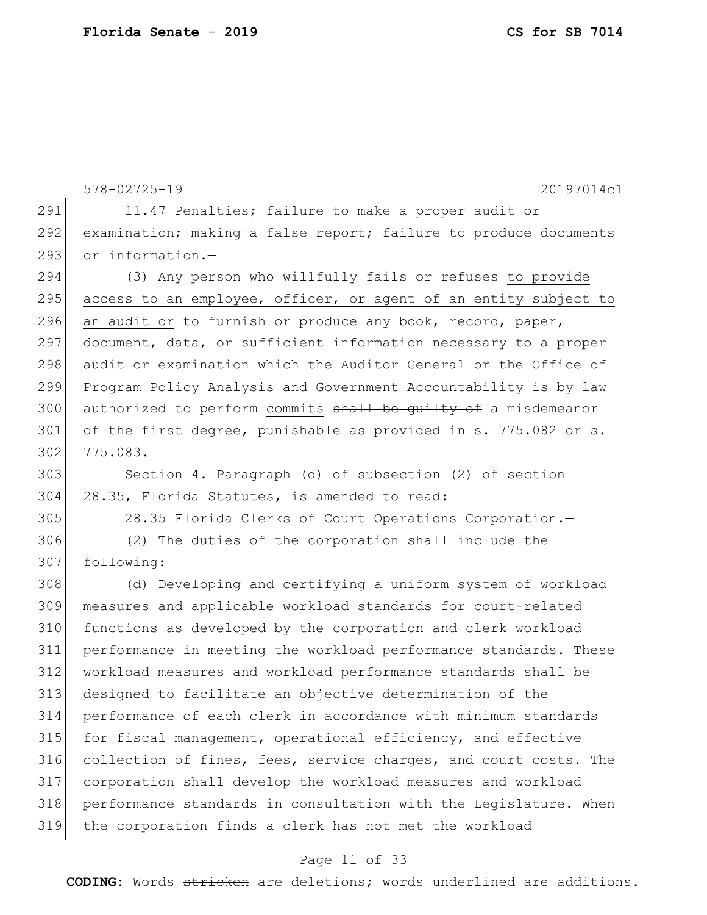11.47 Penalties; failure to make a proper audit or examination; making a false report; failure to produce documents or information.—

(3) Any person who willfully fails or refuses <u>to provide access to an employee, officer, or agent of an entity subject to an audit or</u> to furnish or produce any book, record, paper, document, data, or sufficient information necessary to a proper audit or examination which the Auditor General or the Office of Program Policy Analysis and Government Accountability is by law authorized to perform <u>commits</u> ~~shall be guilty of~~ a misdemeanor of the first degree, punishable as provided in s. 775.082 or s. 775.083.

Section 4. Paragraph (d) of subsection (2) of section 28.35, Florida Statutes, is amended to read:

28.35 Florida Clerks of Court Operations Corporation.—

(2) The duties of the corporation shall include the following:

(d) Developing and certifying a uniform system of workload measures and applicable workload standards for court-related functions as developed by the corporation and clerk workload performance in meeting the workload performance standards. These workload measures and workload performance standards shall be designed to facilitate an objective determination of the performance of each clerk in accordance with minimum standards for fiscal management, operational efficiency, and effective collection of fines, fees, service charges, and court costs. The corporation shall develop the workload measures and workload performance standards in consultation with the Legislature. When the corporation finds a clerk has not met the workload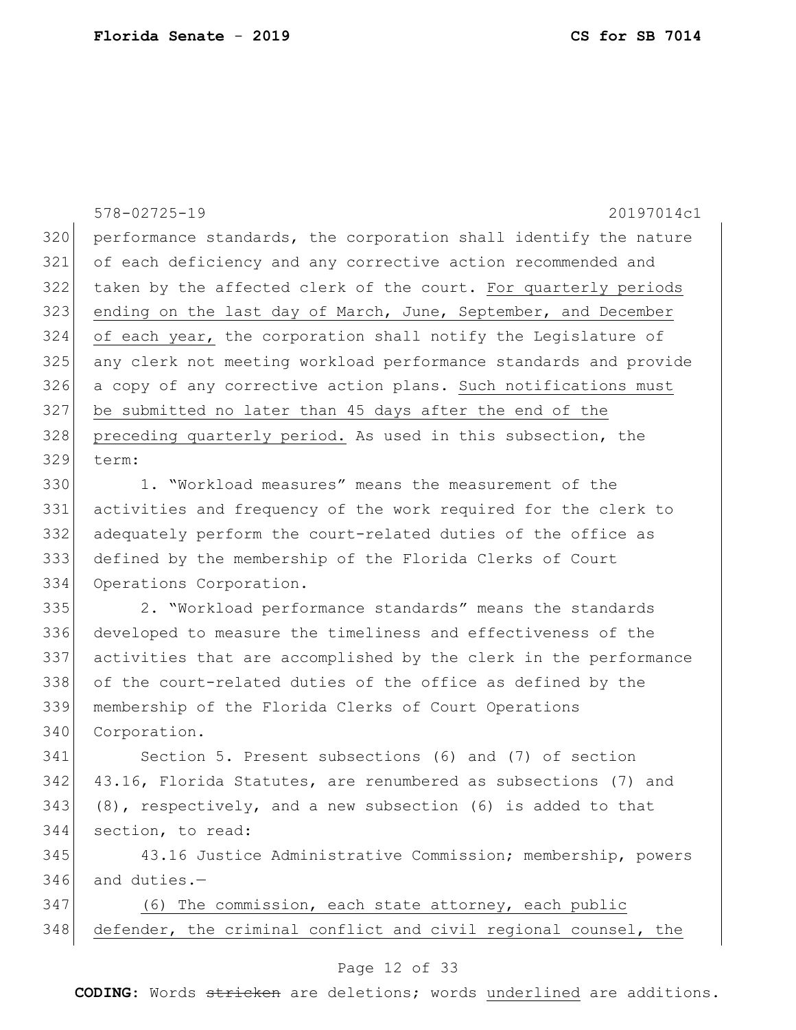performance standards, the corporation shall identify the nature of each deficiency and any corrective action recommended and taken by the affected clerk of the court. <u>For quarterly periods ending on the last day of March, June, September, and December of each year,</u> the corporation shall notify the Legislature of any clerk not meeting workload performance standards and provide a copy of any corrective action plans. <u>Such notifications must be submitted no later than 45 days after the end of the preceding quarterly period.</u> As used in this subsection, the term:

1. "Workload measures" means the measurement of the activities and frequency of the work required for the clerk to adequately perform the court-related duties of the office as defined by the membership of the Florida Clerks of Court Operations Corporation.

2. "Workload performance standards" means the standards developed to measure the timeliness and effectiveness of the activities that are accomplished by the clerk in the performance of the court-related duties of the office as defined by the membership of the Florida Clerks of Court Operations Corporation.

Section 5. Present subsections (6) and (7) of section 43.16, Florida Statutes, are renumbered as subsections (7) and (8), respectively, and a new subsection (6) is added to that section, to read:

43.16 Justice Administrative Commission; membership, powers and duties.—

<u>(6) The commission, each state attorney, each public defender, the criminal conflict and civil regional counsel, the</u>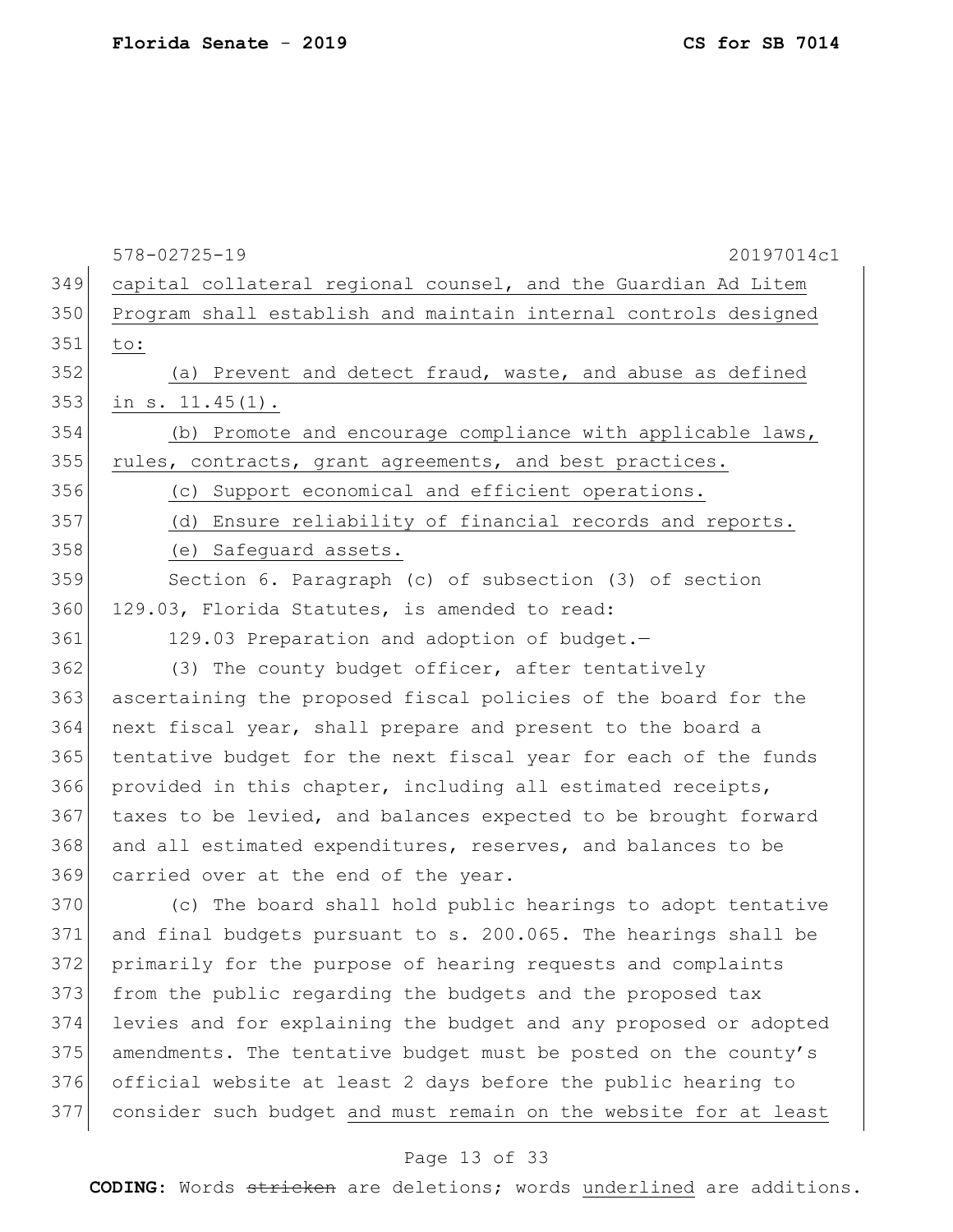capital collateral regional counsel, and the Guardian Ad Litem Program shall establish and maintain internal controls designed to:

(a) Prevent and detect fraud, waste, and abuse as defined in s. 11.45(1).

(b) Promote and encourage compliance with applicable laws, rules, contracts, grant agreements, and best practices.

(c) Support economical and efficient operations.

(d) Ensure reliability of financial records and reports.

(e) Safeguard assets.

Section 6. Paragraph (c) of subsection (3) of section 129.03, Florida Statutes, is amended to read:

129.03 Preparation and adoption of budget.—

(3) The county budget officer, after tentatively ascertaining the proposed fiscal policies of the board for the next fiscal year, shall prepare and present to the board a tentative budget for the next fiscal year for each of the funds provided in this chapter, including all estimated receipts, taxes to be levied, and balances expected to be brought forward and all estimated expenditures, reserves, and balances to be carried over at the end of the year.

(c) The board shall hold public hearings to adopt tentative and final budgets pursuant to s. 200.065. The hearings shall be primarily for the purpose of hearing requests and complaints from the public regarding the budgets and the proposed tax levies and for explaining the budget and any proposed or adopted amendments. The tentative budget must be posted on the county's official website at least 2 days before the public hearing to consider such budget and must remain on the website for at least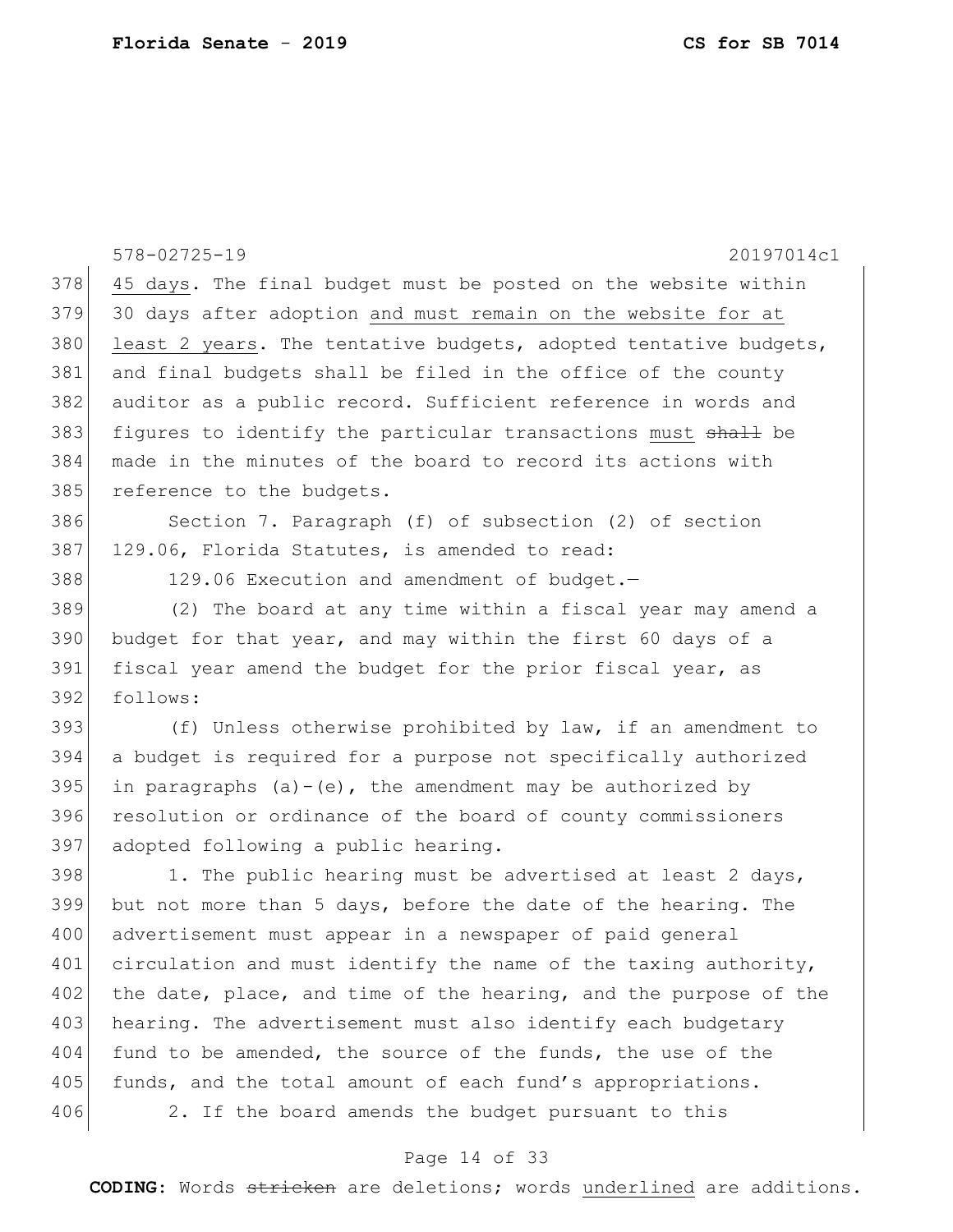45 days. The final budget must be posted on the website within 30 days after adoption <u>and must remain on the website for at least 2 years</u>. The tentative budgets, adopted tentative budgets, and final budgets shall be filed in the office of the county auditor as a public record. Sufficient reference in words and figures to identify the particular transactions <u>must</u> ~~shall~~ be made in the minutes of the board to record its actions with reference to the budgets.

Section 7. Paragraph (f) of subsection (2) of section 129.06, Florida Statutes, is amended to read:

129.06 Execution and amendment of budget.—

(2) The board at any time within a fiscal year may amend a budget for that year, and may within the first 60 days of a fiscal year amend the budget for the prior fiscal year, as follows:

(f) Unless otherwise prohibited by law, if an amendment to a budget is required for a purpose not specifically authorized in paragraphs (a)-(e), the amendment may be authorized by resolution or ordinance of the board of county commissioners adopted following a public hearing.

1. The public hearing must be advertised at least 2 days, but not more than 5 days, before the date of the hearing. The advertisement must appear in a newspaper of paid general circulation and must identify the name of the taxing authority, the date, place, and time of the hearing, and the purpose of the hearing. The advertisement must also identify each budgetary fund to be amended, the source of the funds, the use of the funds, and the total amount of each fund's appropriations.

2. If the board amends the budget pursuant to this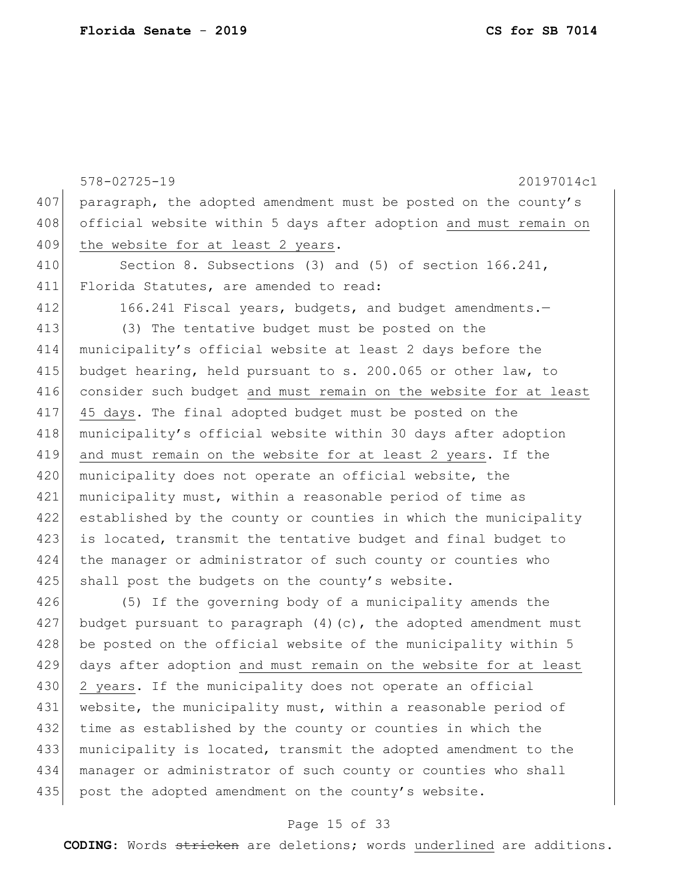paragraph, the adopted amendment must be posted on the county's official website within 5 days after adoption and must remain on the website for at least 2 years.

Section 8. Subsections (3) and (5) of section 166.241, Florida Statutes, are amended to read:

166.241 Fiscal years, budgets, and budget amendments.—

(3) The tentative budget must be posted on the municipality's official website at least 2 days before the budget hearing, held pursuant to s. 200.065 or other law, to consider such budget and must remain on the website for at least 45 days. The final adopted budget must be posted on the municipality's official website within 30 days after adoption and must remain on the website for at least 2 years. If the municipality does not operate an official website, the municipality must, within a reasonable period of time as established by the county or counties in which the municipality is located, transmit the tentative budget and final budget to the manager or administrator of such county or counties who shall post the budgets on the county's website.

(5) If the governing body of a municipality amends the budget pursuant to paragraph (4)(c), the adopted amendment must be posted on the official website of the municipality within 5 days after adoption and must remain on the website for at least 2 years. If the municipality does not operate an official website, the municipality must, within a reasonable period of time as established by the county or counties in which the municipality is located, transmit the adopted amendment to the manager or administrator of such county or counties who shall post the adopted amendment on the county's website.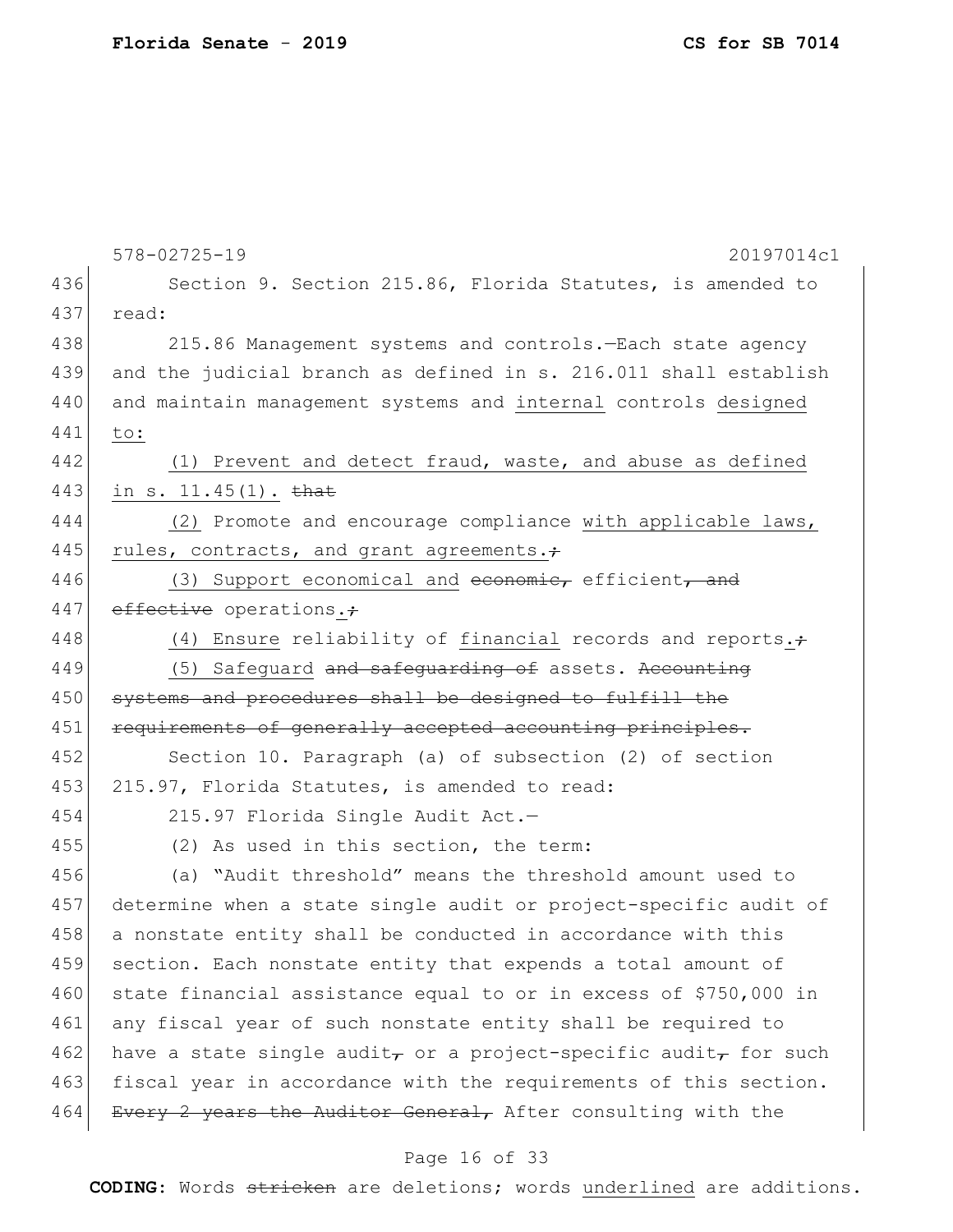Section 9. Section 215.86, Florida Statutes, is amended to read:

215.86 Management systems and controls.—Each state agency and the judicial branch as defined in s. 216.011 shall establish and maintain management systems and <u>internal</u> controls <u>designed to:</u>

<u>(1)</u> <u>Prevent and detect fraud, waste, and abuse as defined in s. 11.45(1).</u> ~~that~~

<u>(2)</u> Promote and encourage compliance <u>with applicable laws, rules, contracts, and grant agreements.</u>~~;~~

<u>(3)</u> <u>Support economical and</u> ~~economic,~~ efficient~~, and effective~~ operations<u>.</u>~~;~~

<u>(4)</u> <u>Ensure</u> reliability of <u>financial</u> records and reports<u>.</u>~~;~~

<u>(5)</u> <u>Safeguard</u> ~~and safeguarding of~~ assets. ~~Accounting systems and procedures shall be designed to fulfill the requirements of generally accepted accounting principles.~~

Section 10. Paragraph (a) of subsection (2) of section 215.97, Florida Statutes, is amended to read:

215.97 Florida Single Audit Act.—

(2) As used in this section, the term:

(a) "Audit threshold" means the threshold amount used to determine when a state single audit or project-specific audit of a nonstate entity shall be conducted in accordance with this section. Each nonstate entity that expends a total amount of state financial assistance equal to or in excess of $750,000 in any fiscal year of such nonstate entity shall be required to have a state single audit~~,~~ or a project-specific audit~~,~~ for such fiscal year in accordance with the requirements of this section. ~~Every 2 years the Auditor General,~~ After consulting with the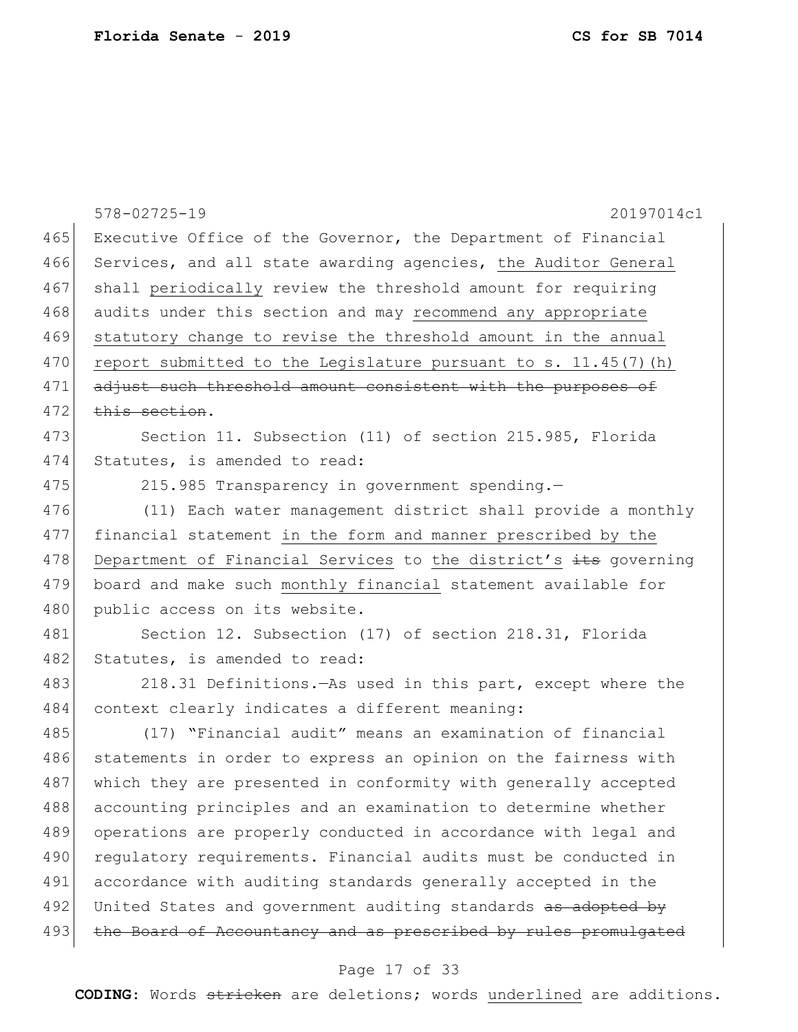Executive Office of the Governor, the Department of Financial Services, and all state awarding agencies, <u>the Auditor General</u> shall <u>periodically</u> review the threshold amount for requiring audits under this section and may <u>recommend any appropriate statutory change to revise the threshold amount in the annual report submitted to the Legislature pursuant to s. 11.45(7)(h)</u> ~~adjust such threshold amount consistent with the purposes of this section~~.

Section 11. Subsection (11) of section 215.985, Florida Statutes, is amended to read:

215.985 Transparency in government spending.—

(11) Each water management district shall provide a monthly financial statement <u>in the form and manner prescribed by the Department of Financial Services</u> to <u>the district's</u> ~~its~~ governing board and make such <u>monthly financial</u> statement available for public access on its website.

Section 12. Subsection (17) of section 218.31, Florida Statutes, is amended to read:

218.31 Definitions.—As used in this part, except where the context clearly indicates a different meaning:

(17) "Financial audit" means an examination of financial statements in order to express an opinion on the fairness with which they are presented in conformity with generally accepted accounting principles and an examination to determine whether operations are properly conducted in accordance with legal and regulatory requirements. Financial audits must be conducted in accordance with auditing standards generally accepted in the United States and government auditing standards ~~as adopted by the Board of Accountancy and as prescribed by rules promulgated~~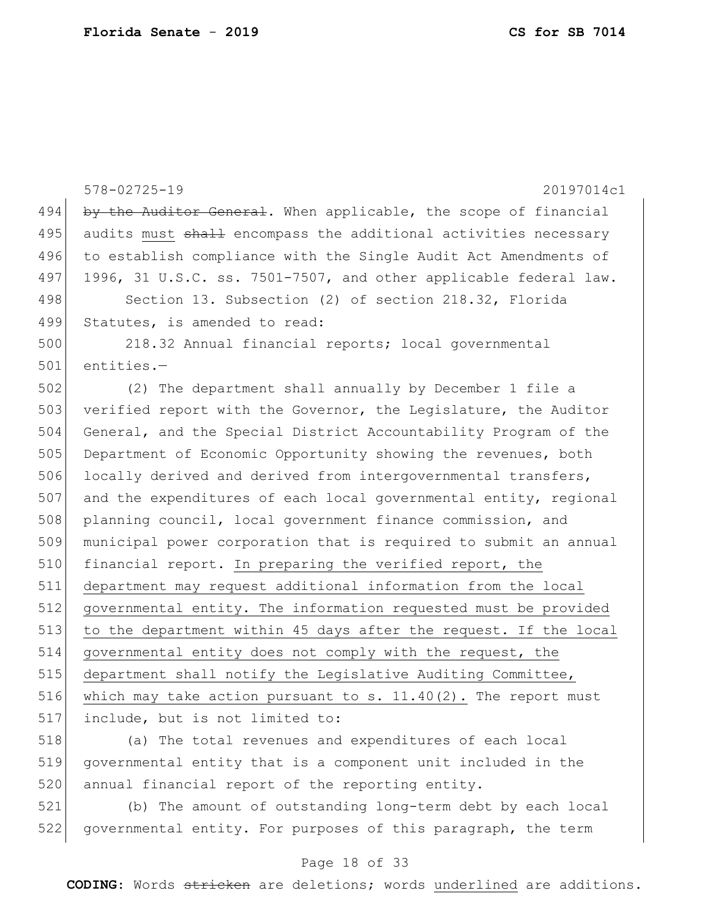~~by the Auditor General~~. When applicable, the scope of financial audits <u>must</u> ~~shall~~ encompass the additional activities necessary to establish compliance with the Single Audit Act Amendments of 1996, 31 U.S.C. ss. 7501-7507, and other applicable federal law.

Section 13. Subsection (2) of section 218.32, Florida Statutes, is amended to read:

218.32 Annual financial reports; local governmental entities.—

(2) The department shall annually by December 1 file a verified report with the Governor, the Legislature, the Auditor General, and the Special District Accountability Program of the Department of Economic Opportunity showing the revenues, both locally derived and derived from intergovernmental transfers, and the expenditures of each local governmental entity, regional planning council, local government finance commission, and municipal power corporation that is required to submit an annual financial report. <u>In preparing the verified report, the department may request additional information from the local governmental entity. The information requested must be provided to the department within 45 days after the request. If the local governmental entity does not comply with the request, the department shall notify the Legislative Auditing Committee, which may take action pursuant to s. 11.40(2).</u> The report must include, but is not limited to:

(a) The total revenues and expenditures of each local governmental entity that is a component unit included in the annual financial report of the reporting entity.

(b) The amount of outstanding long-term debt by each local governmental entity. For purposes of this paragraph, the term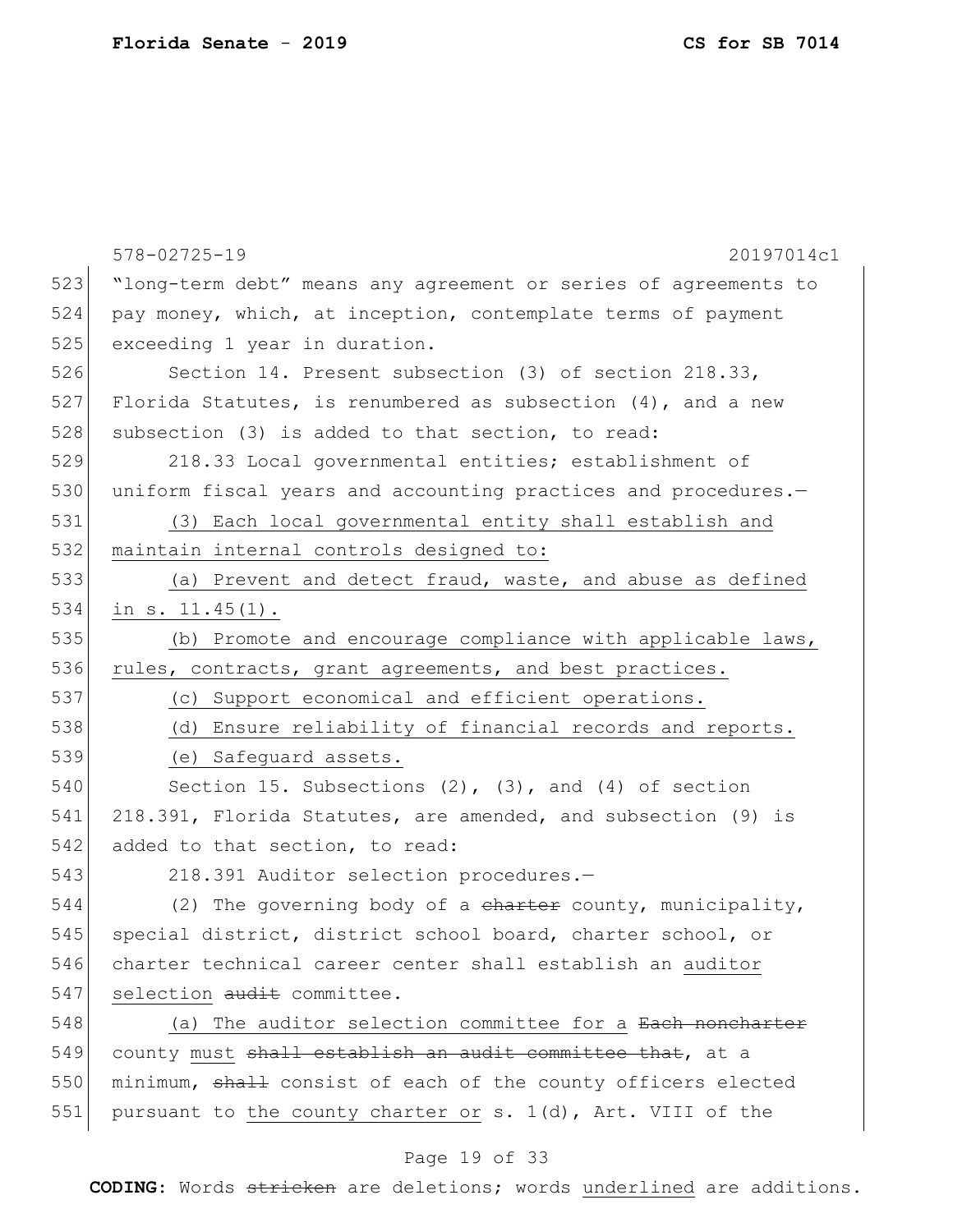"long-term debt" means any agreement or series of agreements to pay money, which, at inception, contemplate terms of payment exceeding 1 year in duration.

Section 14. Present subsection (3) of section 218.33, Florida Statutes, is renumbered as subsection (4), and a new subsection (3) is added to that section, to read:

218.33 Local governmental entities; establishment of uniform fiscal years and accounting practices and procedures.—

<u>(3) Each local governmental entity shall establish and maintain internal controls designed to:</u>

<u>(a) Prevent and detect fraud, waste, and abuse as defined in s. 11.45(1).</u>

<u>(b) Promote and encourage compliance with applicable laws, rules, contracts, grant agreements, and best practices.</u>

<u>(c) Support economical and efficient operations.</u>

<u>(d) Ensure reliability of financial records and reports.</u>

<u>(e) Safeguard assets.</u>

Section 15. Subsections (2), (3), and (4) of section 218.391, Florida Statutes, are amended, and subsection (9) is added to that section, to read:

218.391 Auditor selection procedures.—

(2) The governing body of a ~~charter~~ county, municipality, special district, district school board, charter school, or charter technical career center shall establish an <u>auditor selection</u> ~~audit~~ committee.

(a) <u>The auditor selection committee for a</u> ~~Each noncharter~~ county <u>must</u> ~~shall establish an audit committee that~~, at a minimum, ~~shall~~ consist of each of the county officers elected pursuant to <u>the county charter or</u> s. 1(d), Art. VIII of the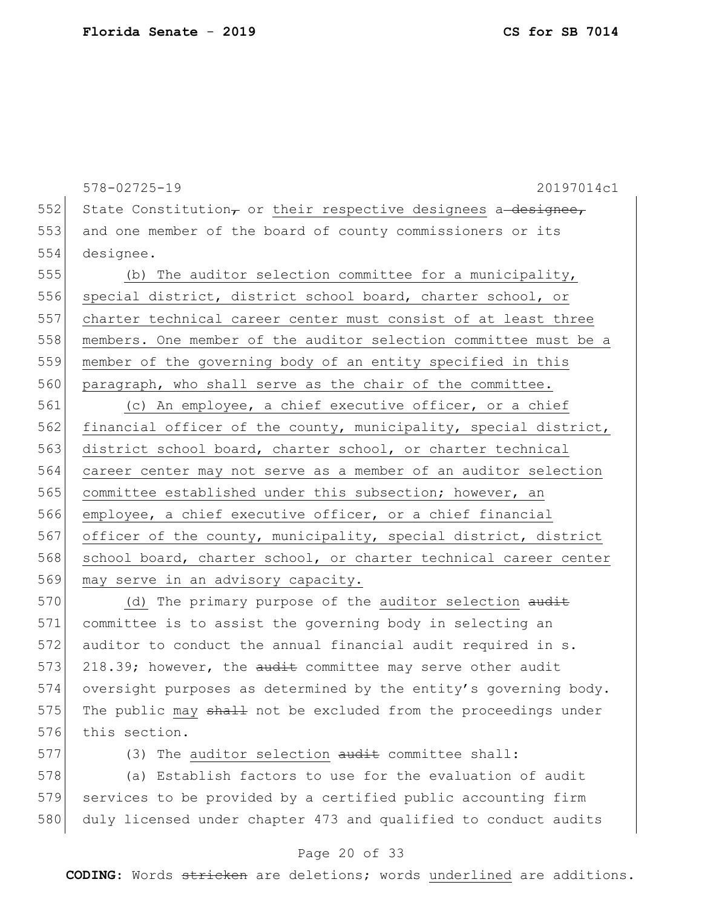552 State Constitution~~,~~ or <u>their respective designees</u> a~~ designee,~~
553 and one member of the board of county commissioners or its
554 designee.

555 <u>(b) The auditor selection committee for a municipality,</u>
556 <u>special district, district school board, charter school, or</u>
557 <u>charter technical career center must consist of at least three</u>
558 <u>members. One member of the auditor selection committee must be a</u>
559 <u>member of the governing body of an entity specified in this</u>
560 <u>paragraph, who shall serve as the chair of the committee.</u>

561 <u>(c) An employee, a chief executive officer, or a chief</u>
562 <u>financial officer of the county, municipality, special district,</u>
563 <u>district school board, charter school, or charter technical</u>
564 <u>career center may not serve as a member of an auditor selection</u>
565 <u>committee established under this subsection; however, an</u>
566 <u>employee, a chief executive officer, or a chief financial</u>
567 <u>officer of the county, municipality, special district, district</u>
568 <u>school board, charter school, or charter technical career center</u>
569 <u>may serve in an advisory capacity.</u>

570 <u>(d)</u> The primary purpose of the <u>auditor selection</u> ~~audit~~
571 committee is to assist the governing body in selecting an
572 auditor to conduct the annual financial audit required in s.
573 218.39; however, the ~~audit~~ committee may serve other audit
574 oversight purposes as determined by the entity's governing body.
575 The public <u>may</u> ~~shall~~ not be excluded from the proceedings under
576 this section.

577 (3) The <u>auditor selection</u> ~~audit~~ committee shall:

578 (a) Establish factors to use for the evaluation of audit
579 services to be provided by a certified public accounting firm
580 duly licensed under chapter 473 and qualified to conduct audits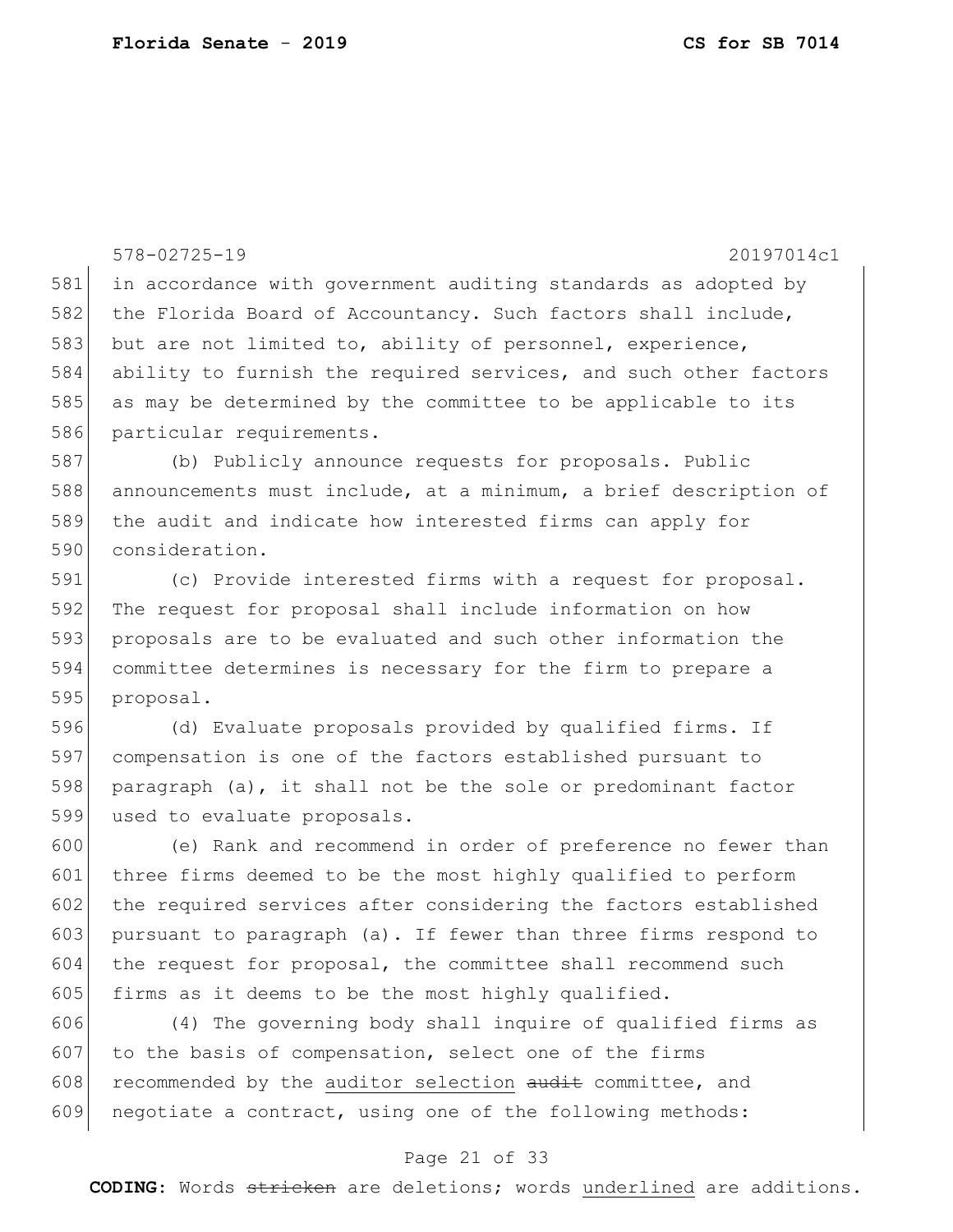in accordance with government auditing standards as adopted by the Florida Board of Accountancy. Such factors shall include, but are not limited to, ability of personnel, experience, ability to furnish the required services, and such other factors as may be determined by the committee to be applicable to its particular requirements.

(b) Publicly announce requests for proposals. Public announcements must include, at a minimum, a brief description of the audit and indicate how interested firms can apply for consideration.

(c) Provide interested firms with a request for proposal. The request for proposal shall include information on how proposals are to be evaluated and such other information the committee determines is necessary for the firm to prepare a proposal.

(d) Evaluate proposals provided by qualified firms. If compensation is one of the factors established pursuant to paragraph (a), it shall not be the sole or predominant factor used to evaluate proposals.

(e) Rank and recommend in order of preference no fewer than three firms deemed to be the most highly qualified to perform the required services after considering the factors established pursuant to paragraph (a). If fewer than three firms respond to the request for proposal, the committee shall recommend such firms as it deems to be the most highly qualified.

(4) The governing body shall inquire of qualified firms as to the basis of compensation, select one of the firms recommended by the <u>auditor selection</u> ~~audit~~ committee, and negotiate a contract, using one of the following methods: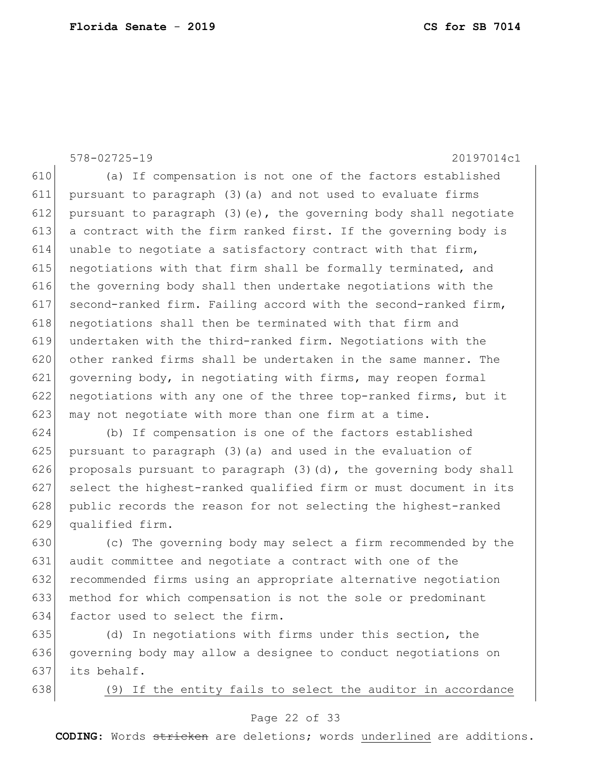(a) If compensation is not one of the factors established pursuant to paragraph (3)(a) and not used to evaluate firms pursuant to paragraph (3)(e), the governing body shall negotiate a contract with the firm ranked first. If the governing body is unable to negotiate a satisfactory contract with that firm, negotiations with that firm shall be formally terminated, and the governing body shall then undertake negotiations with the second-ranked firm. Failing accord with the second-ranked firm, negotiations shall then be terminated with that firm and undertaken with the third-ranked firm. Negotiations with the other ranked firms shall be undertaken in the same manner. The governing body, in negotiating with firms, may reopen formal negotiations with any one of the three top-ranked firms, but it may not negotiate with more than one firm at a time.

(b) If compensation is one of the factors established pursuant to paragraph (3)(a) and used in the evaluation of proposals pursuant to paragraph (3)(d), the governing body shall select the highest-ranked qualified firm or must document in its public records the reason for not selecting the highest-ranked qualified firm.

(c) The governing body may select a firm recommended by the audit committee and negotiate a contract with one of the recommended firms using an appropriate alternative negotiation method for which compensation is not the sole or predominant factor used to select the firm.

(d) In negotiations with firms under this section, the governing body may allow a designee to conduct negotiations on its behalf.

<u>(9) If the entity fails to select the auditor in accordance</u>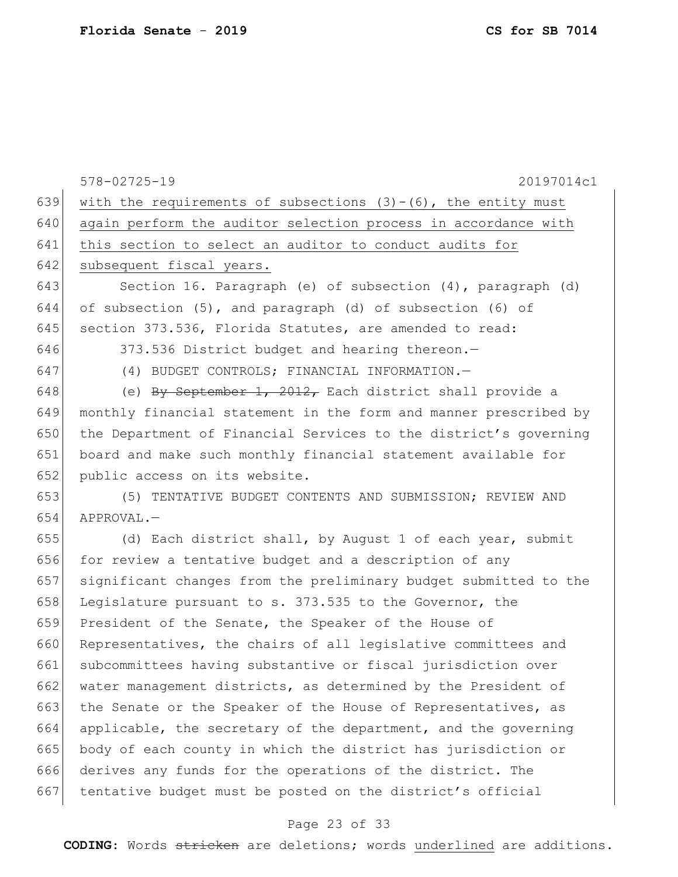with the requirements of subsections (3)-(6), the entity must again perform the auditor selection process in accordance with this section to select an auditor to conduct audits for subsequent fiscal years.

Section 16. Paragraph (e) of subsection (4), paragraph (d) of subsection (5), and paragraph (d) of subsection (6) of section 373.536, Florida Statutes, are amended to read:

373.536 District budget and hearing thereon.—

(4) BUDGET CONTROLS; FINANCIAL INFORMATION.—

(e) ~~By September 1, 2012,~~ Each district shall provide a monthly financial statement in the form and manner prescribed by the Department of Financial Services to the district's governing board and make such monthly financial statement available for public access on its website.

(5) TENTATIVE BUDGET CONTENTS AND SUBMISSION; REVIEW AND APPROVAL.—

(d) Each district shall, by August 1 of each year, submit for review a tentative budget and a description of any significant changes from the preliminary budget submitted to the Legislature pursuant to s. 373.535 to the Governor, the President of the Senate, the Speaker of the House of Representatives, the chairs of all legislative committees and subcommittees having substantive or fiscal jurisdiction over water management districts, as determined by the President of the Senate or the Speaker of the House of Representatives, as applicable, the secretary of the department, and the governing body of each county in which the district has jurisdiction or derives any funds for the operations of the district. The tentative budget must be posted on the district's official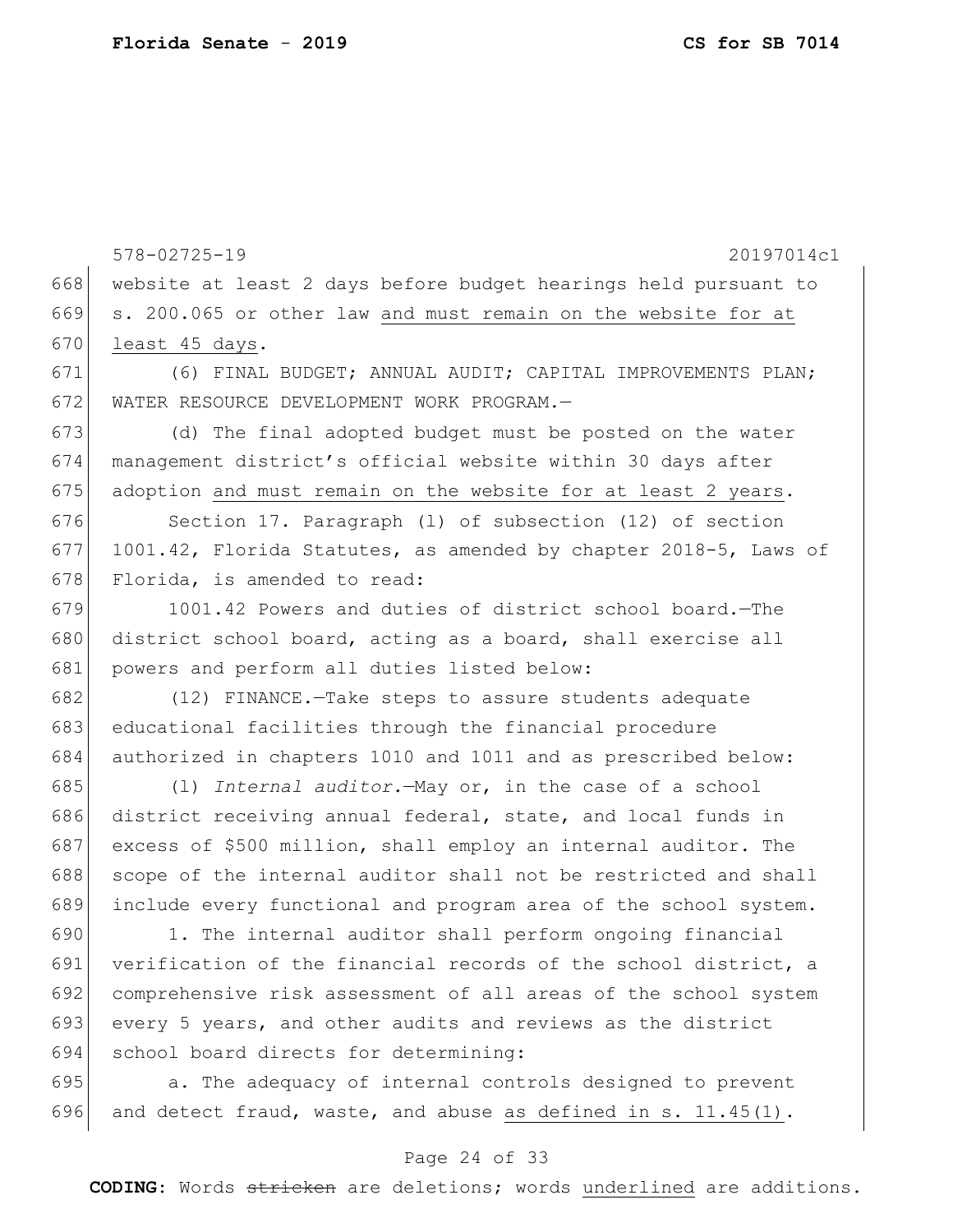website at least 2 days before budget hearings held pursuant to s. 200.065 or other law and must remain on the website for at least 45 days.

(6) FINAL BUDGET; ANNUAL AUDIT; CAPITAL IMPROVEMENTS PLAN; WATER RESOURCE DEVELOPMENT WORK PROGRAM.—

(d) The final adopted budget must be posted on the water management district's official website within 30 days after adoption and must remain on the website for at least 2 years.

Section 17. Paragraph (l) of subsection (12) of section 1001.42, Florida Statutes, as amended by chapter 2018-5, Laws of Florida, is amended to read:

1001.42 Powers and duties of district school board.—The district school board, acting as a board, shall exercise all powers and perform all duties listed below:

(12) FINANCE.—Take steps to assure students adequate educational facilities through the financial procedure authorized in chapters 1010 and 1011 and as prescribed below:

(l) *Internal auditor.*—May or, in the case of a school district receiving annual federal, state, and local funds in excess of $500 million, shall employ an internal auditor. The scope of the internal auditor shall not be restricted and shall include every functional and program area of the school system.

1. The internal auditor shall perform ongoing financial verification of the financial records of the school district, a comprehensive risk assessment of all areas of the school system every 5 years, and other audits and reviews as the district school board directs for determining:

a. The adequacy of internal controls designed to prevent and detect fraud, waste, and abuse as defined in s. 11.45(1).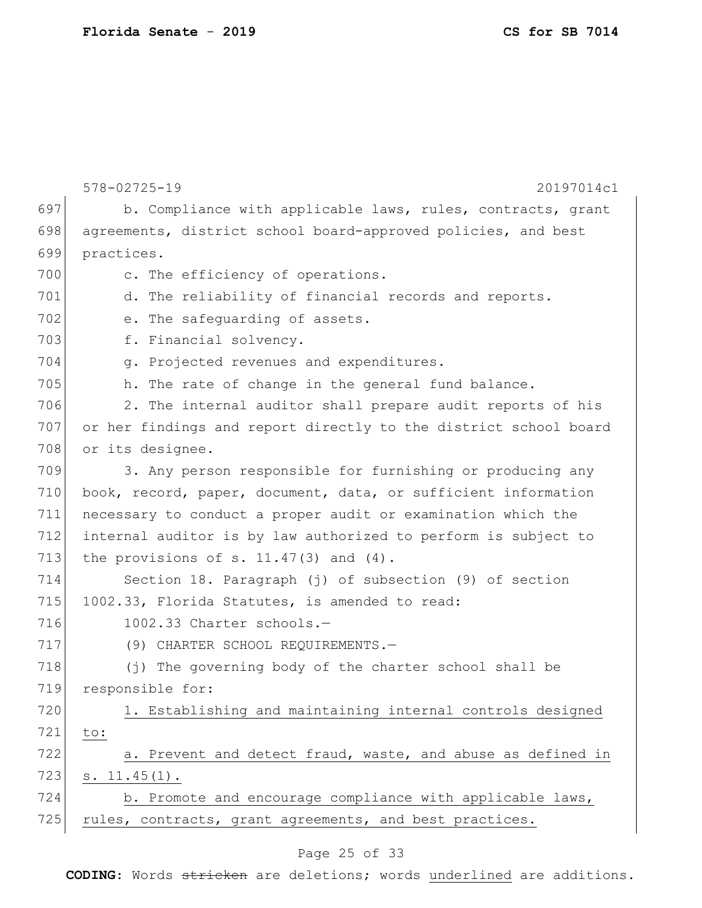b. Compliance with applicable laws, rules, contracts, grant agreements, district school board-approved policies, and best practices.

c. The efficiency of operations.

d. The reliability of financial records and reports.

e. The safeguarding of assets.

f. Financial solvency.

g. Projected revenues and expenditures.

h. The rate of change in the general fund balance.

2. The internal auditor shall prepare audit reports of his or her findings and report directly to the district school board or its designee.

3. Any person responsible for furnishing or producing any book, record, paper, document, data, or sufficient information necessary to conduct a proper audit or examination which the internal auditor is by law authorized to perform is subject to the provisions of s. 11.47(3) and (4).

Section 18. Paragraph (j) of subsection (9) of section 1002.33, Florida Statutes, is amended to read:

1002.33 Charter schools.—

(9) CHARTER SCHOOL REQUIREMENTS.—

(j) The governing body of the charter school shall be responsible for:

1. Establishing and maintaining internal controls designed to:

a. Prevent and detect fraud, waste, and abuse as defined in s. 11.45(1).

b. Promote and encourage compliance with applicable laws, rules, contracts, grant agreements, and best practices.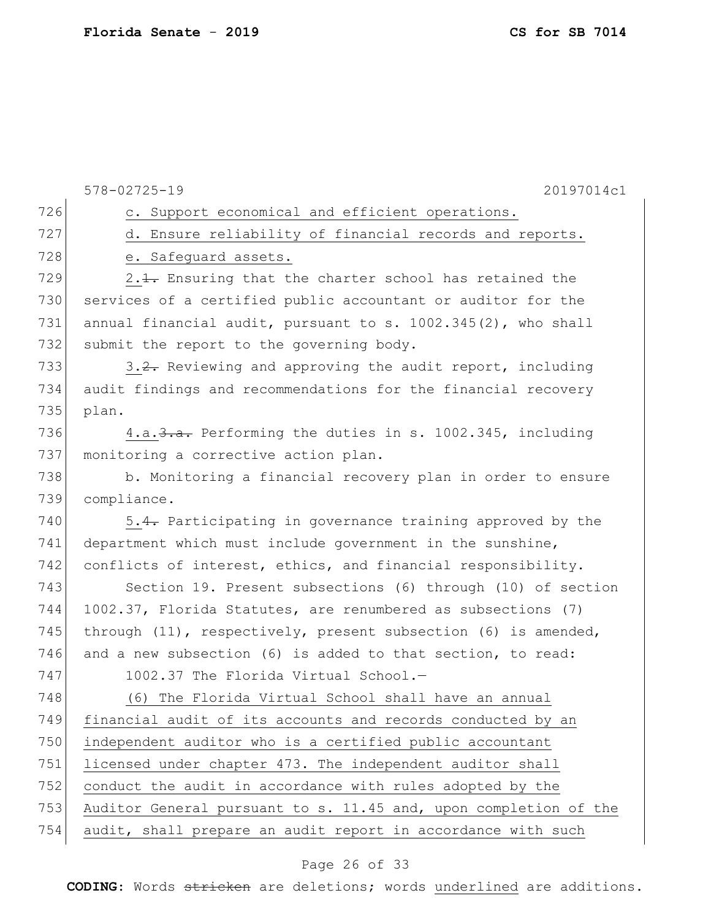c. Support economical and efficient operations.

d. Ensure reliability of financial records and reports.

e. Safeguard assets.

2.~~1.~~ Ensuring that the charter school has retained the services of a certified public accountant or auditor for the annual financial audit, pursuant to s. 1002.345(2), who shall submit the report to the governing body.

3.~~2.~~ Reviewing and approving the audit report, including audit findings and recommendations for the financial recovery plan.

4.a.~~3.a.~~ Performing the duties in s. 1002.345, including monitoring a corrective action plan.

b. Monitoring a financial recovery plan in order to ensure compliance.

5.~~4.~~ Participating in governance training approved by the department which must include government in the sunshine, conflicts of interest, ethics, and financial responsibility.

Section 19. Present subsections (6) through (10) of section 1002.37, Florida Statutes, are renumbered as subsections (7) through (11), respectively, present subsection (6) is amended, and a new subsection (6) is added to that section, to read:

1002.37 The Florida Virtual School.—

(6) The Florida Virtual School shall have an annual financial audit of its accounts and records conducted by an independent auditor who is a certified public accountant licensed under chapter 473. The independent auditor shall conduct the audit in accordance with rules adopted by the Auditor General pursuant to s. 11.45 and, upon completion of the audit, shall prepare an audit report in accordance with such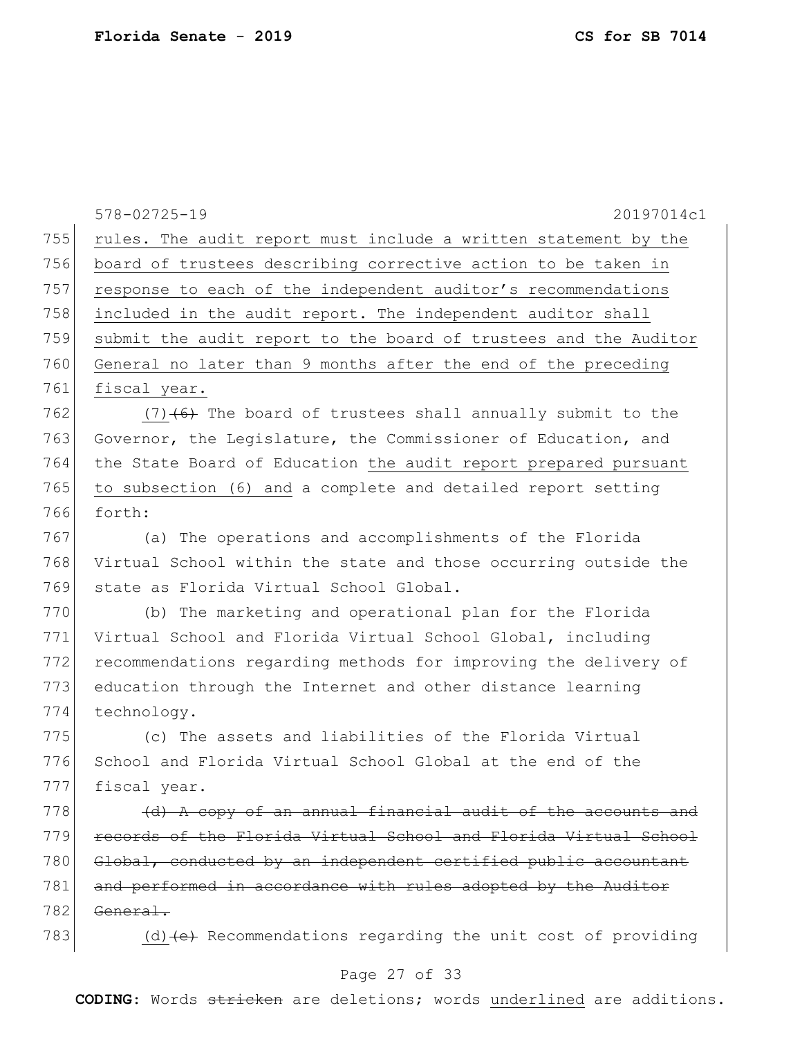578-02725-19 20197014c1

755 rules. The audit report must include a written statement by the
756 board of trustees describing corrective action to be taken in
757 response to each of the independent auditor's recommendations
758 included in the audit report. The independent auditor shall
759 submit the audit report to the board of trustees and the Auditor
760 General no later than 9 months after the end of the preceding
761 fiscal year.

762 (7)~~(6)~~ The board of trustees shall annually submit to the
763 Governor, the Legislature, the Commissioner of Education, and
764 the State Board of Education the audit report prepared pursuant
765 to subsection (6) and a complete and detailed report setting
766 forth:

767 (a) The operations and accomplishments of the Florida
768 Virtual School within the state and those occurring outside the
769 state as Florida Virtual School Global.

770 (b) The marketing and operational plan for the Florida
771 Virtual School and Florida Virtual School Global, including
772 recommendations regarding methods for improving the delivery of
773 education through the Internet and other distance learning
774 technology.

775 (c) The assets and liabilities of the Florida Virtual
776 School and Florida Virtual School Global at the end of the
777 fiscal year.

778 ~~(d) A copy of an annual financial audit of the accounts and~~
779 ~~records of the Florida Virtual School and Florida Virtual School~~
780 ~~Global, conducted by an independent certified public accountant~~
781 ~~and performed in accordance with rules adopted by the Auditor~~
782 ~~General.~~

783 (d)~~(e)~~ Recommendations regarding the unit cost of providing

**CODING:** Words ~~stricken~~ are deletions; words underlined are additions.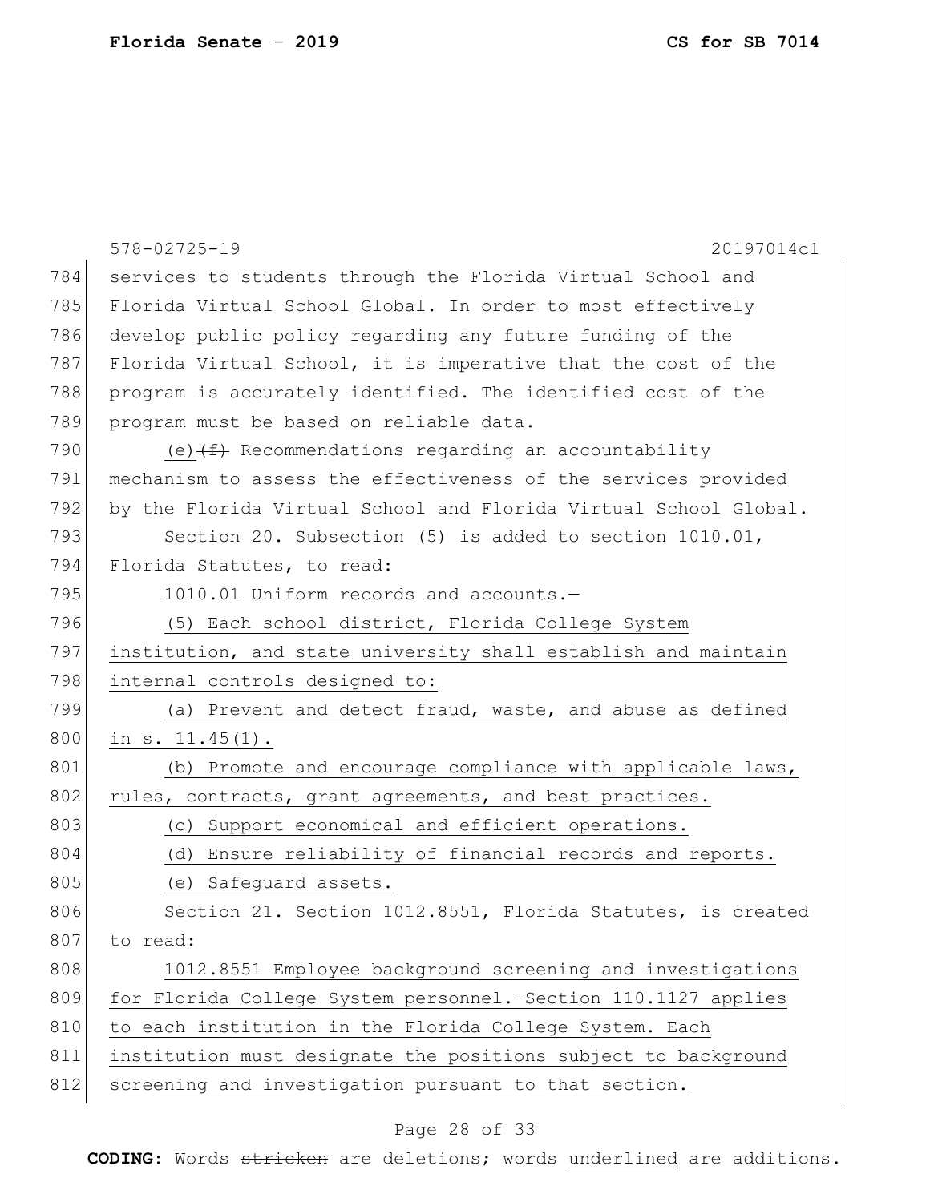578-02725-19 20197014c1

services to students through the Florida Virtual School and Florida Virtual School Global. In order to most effectively develop public policy regarding any future funding of the Florida Virtual School, it is imperative that the cost of the program is accurately identified. The identified cost of the program must be based on reliable data.

(e) ~~(f)~~ Recommendations regarding an accountability mechanism to assess the effectiveness of the services provided by the Florida Virtual School and Florida Virtual School Global.

Section 20. Subsection (5) is added to section 1010.01, Florida Statutes, to read:

1010.01 Uniform records and accounts.—

<u>(5) Each school district, Florida College System institution, and state university shall establish and maintain internal controls designed to:</u>

<u>(a) Prevent and detect fraud, waste, and abuse as defined in s. 11.45(1).</u>

<u>(b) Promote and encourage compliance with applicable laws, rules, contracts, grant agreements, and best practices.</u>

<u>(c) Support economical and efficient operations.</u>

<u>(d) Ensure reliability of financial records and reports.</u>

<u>(e) Safeguard assets.</u>

Section 21. Section 1012.8551, Florida Statutes, is created to read:

<u>1012.8551 Employee background screening and investigations for Florida College System personnel.—Section 110.1127 applies to each institution in the Florida College System. Each institution must designate the positions subject to background screening and investigation pursuant to that section.</u>

**CODING:** Words ~~stricken~~ are deletions; words <u>underlined</u> are additions.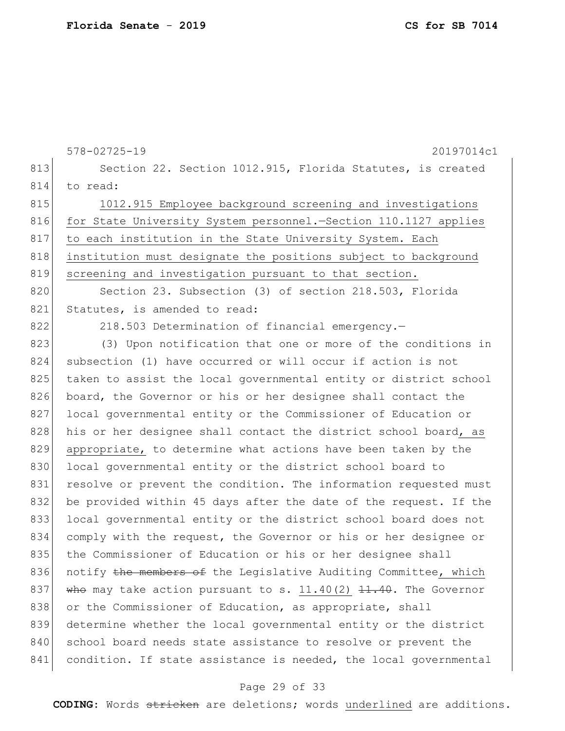Section 22. Section 1012.915, Florida Statutes, is created to read:

1012.915 Employee background screening and investigations for State University System personnel.—Section 110.1127 applies to each institution in the State University System. Each institution must designate the positions subject to background screening and investigation pursuant to that section.

Section 23. Subsection (3) of section 218.503, Florida Statutes, is amended to read:

218.503 Determination of financial emergency.—

(3) Upon notification that one or more of the conditions in subsection (1) have occurred or will occur if action is not taken to assist the local governmental entity or district school board, the Governor or his or her designee shall contact the local governmental entity or the Commissioner of Education or his or her designee shall contact the district school board, as appropriate, to determine what actions have been taken by the local governmental entity or the district school board to resolve or prevent the condition. The information requested must be provided within 45 days after the date of the request. If the local governmental entity or the district school board does not comply with the request, the Governor or his or her designee or the Commissioner of Education or his or her designee shall notify ~~the members of~~ the Legislative Auditing Committee, which ~~who~~ may take action pursuant to s. 11.40(2) ~~11.40~~. The Governor or the Commissioner of Education, as appropriate, shall determine whether the local governmental entity or the district school board needs state assistance to resolve or prevent the condition. If state assistance is needed, the local governmental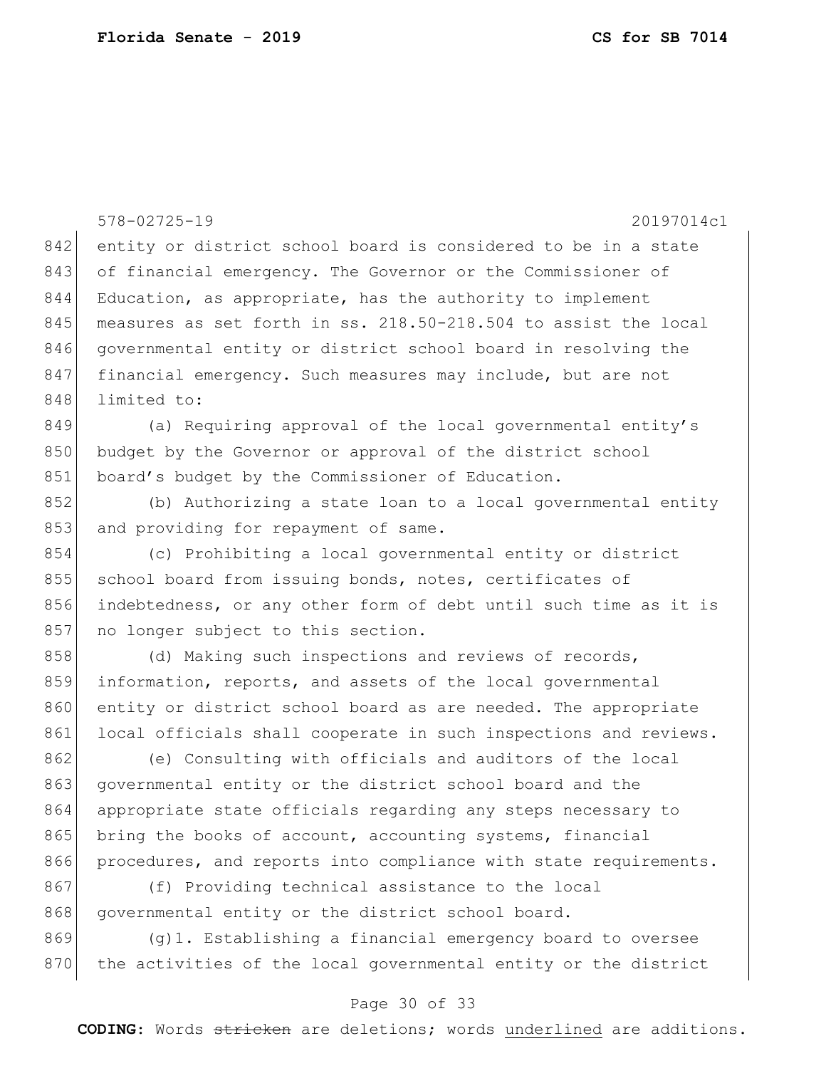entity or district school board is considered to be in a state of financial emergency. The Governor or the Commissioner of Education, as appropriate, has the authority to implement measures as set forth in ss. 218.50-218.504 to assist the local governmental entity or district school board in resolving the financial emergency. Such measures may include, but are not limited to:

(a) Requiring approval of the local governmental entity's budget by the Governor or approval of the district school board's budget by the Commissioner of Education.

(b) Authorizing a state loan to a local governmental entity and providing for repayment of same.

(c) Prohibiting a local governmental entity or district school board from issuing bonds, notes, certificates of indebtedness, or any other form of debt until such time as it is no longer subject to this section.

(d) Making such inspections and reviews of records, information, reports, and assets of the local governmental entity or district school board as are needed. The appropriate local officials shall cooperate in such inspections and reviews.

(e) Consulting with officials and auditors of the local governmental entity or the district school board and the appropriate state officials regarding any steps necessary to bring the books of account, accounting systems, financial procedures, and reports into compliance with state requirements.

(f) Providing technical assistance to the local governmental entity or the district school board.

(g)1. Establishing a financial emergency board to oversee the activities of the local governmental entity or the district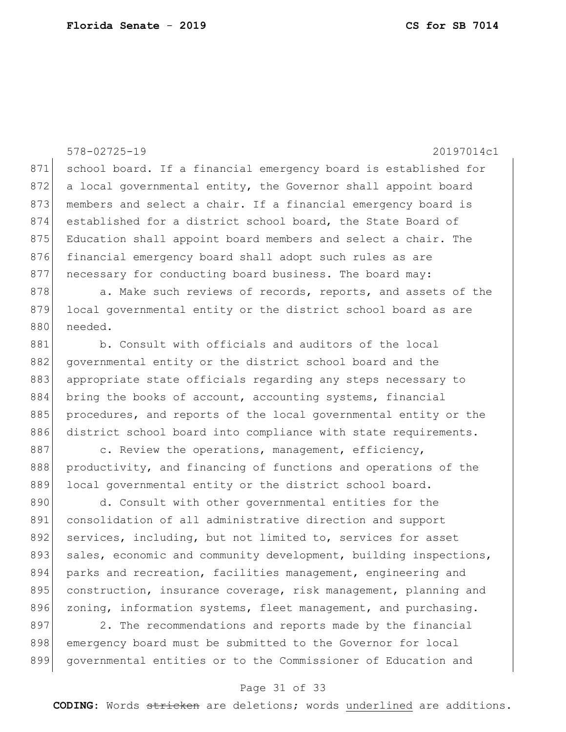school board. If a financial emergency board is established for a local governmental entity, the Governor shall appoint board members and select a chair. If a financial emergency board is established for a district school board, the State Board of Education shall appoint board members and select a chair. The financial emergency board shall adopt such rules as are necessary for conducting board business. The board may:

a. Make such reviews of records, reports, and assets of the local governmental entity or the district school board as are needed.

b. Consult with officials and auditors of the local governmental entity or the district school board and the appropriate state officials regarding any steps necessary to bring the books of account, accounting systems, financial procedures, and reports of the local governmental entity or the district school board into compliance with state requirements.

c. Review the operations, management, efficiency, productivity, and financing of functions and operations of the local governmental entity or the district school board.

d. Consult with other governmental entities for the consolidation of all administrative direction and support services, including, but not limited to, services for asset sales, economic and community development, building inspections, parks and recreation, facilities management, engineering and construction, insurance coverage, risk management, planning and zoning, information systems, fleet management, and purchasing.

2. The recommendations and reports made by the financial emergency board must be submitted to the Governor for local governmental entities or to the Commissioner of Education and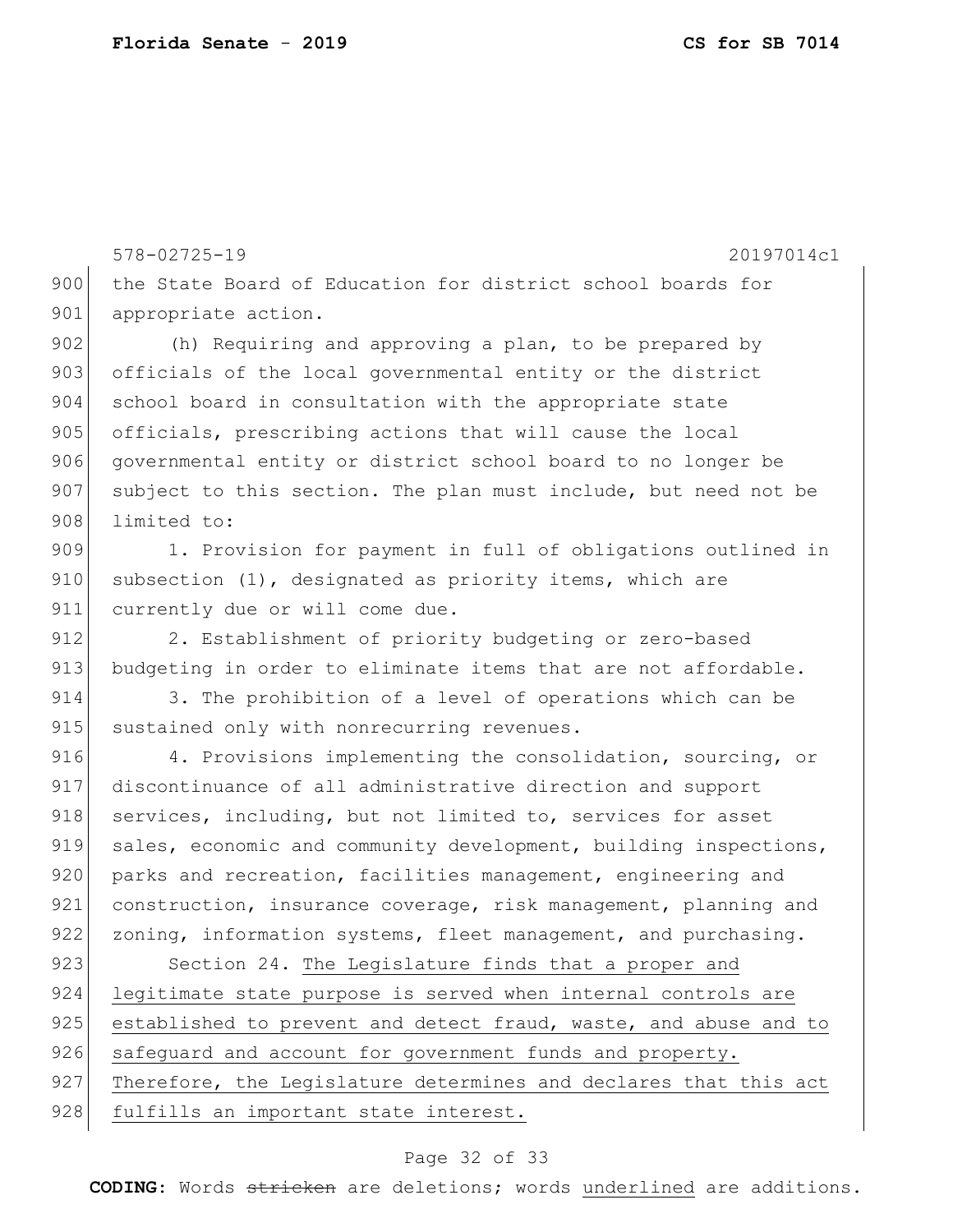the State Board of Education for district school boards for appropriate action.

(h) Requiring and approving a plan, to be prepared by officials of the local governmental entity or the district school board in consultation with the appropriate state officials, prescribing actions that will cause the local governmental entity or district school board to no longer be subject to this section. The plan must include, but need not be limited to:

1. Provision for payment in full of obligations outlined in subsection (1), designated as priority items, which are currently due or will come due.

2. Establishment of priority budgeting or zero-based budgeting in order to eliminate items that are not affordable.

3. The prohibition of a level of operations which can be sustained only with nonrecurring revenues.

4. Provisions implementing the consolidation, sourcing, or discontinuance of all administrative direction and support services, including, but not limited to, services for asset sales, economic and community development, building inspections, parks and recreation, facilities management, engineering and construction, insurance coverage, risk management, planning and zoning, information systems, fleet management, and purchasing.

Section 24. <u>The Legislature finds that a proper and legitimate state purpose is served when internal controls are established to prevent and detect fraud, waste, and abuse and to safeguard and account for government funds and property. Therefore, the Legislature determines and declares that this act fulfills an important state interest.</u>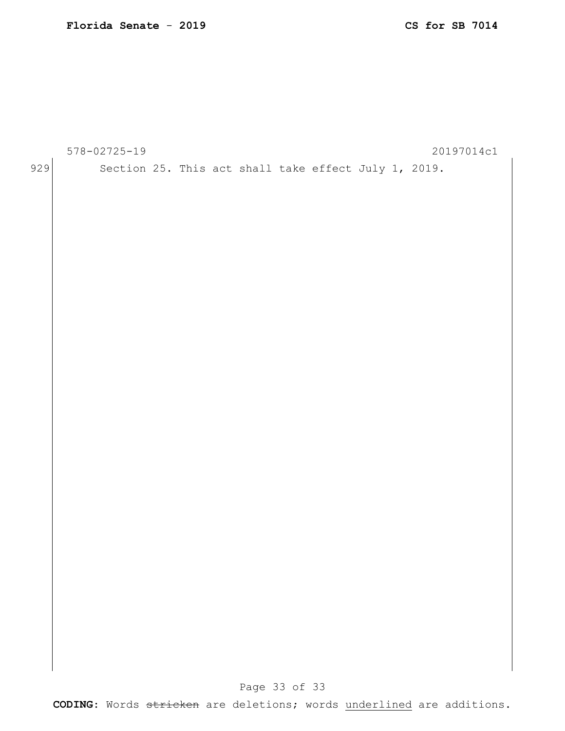578-02725-19 20197014c1

929 Section 25. This act shall take effect July 1, 2019.

**CODING:** Words ~~stricken~~ are deletions; words <u>underlined</u> are additions.